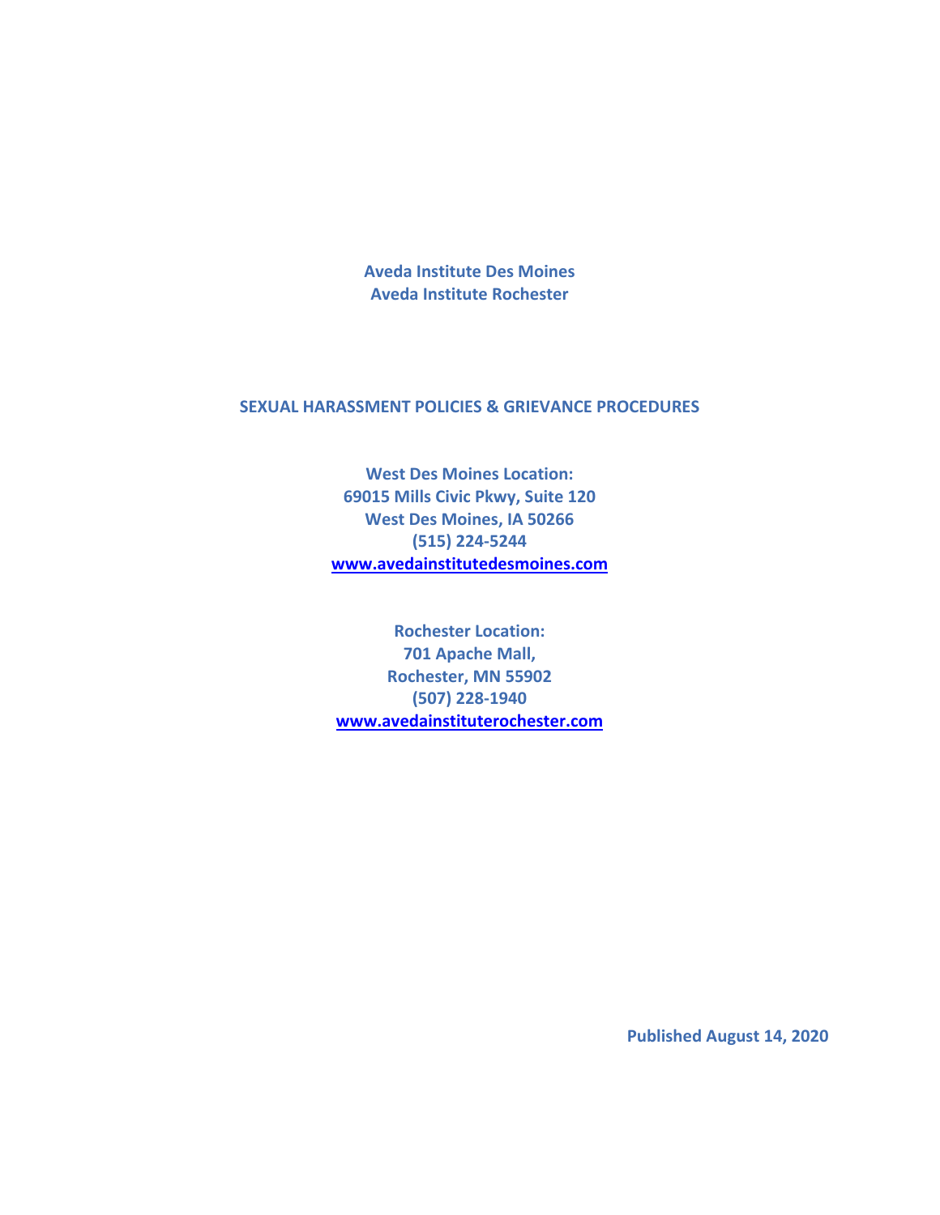**Aveda Institute Des Moines**
**Aveda Institute Rochester**

# SEXUAL HARASSMENT POLICIES & GRIEVANCE PROCEDURES

**West Des Moines Location:**
**69015 Mills Civic Pkwy, Suite 120**
**West Des Moines, IA 50266**
**(515) 224-5244**
**[www.avedainstitutedesmoines.com](http://www.avedainstitutedesmoines.com)**

**Rochester Location:**
**701 Apache Mall,**
**Rochester, MN 55902**
**(507) 228-1940**
**[www.avedainstituterochester.com](http://www.avedainstituterochester.com)**

**Published August 14, 2020**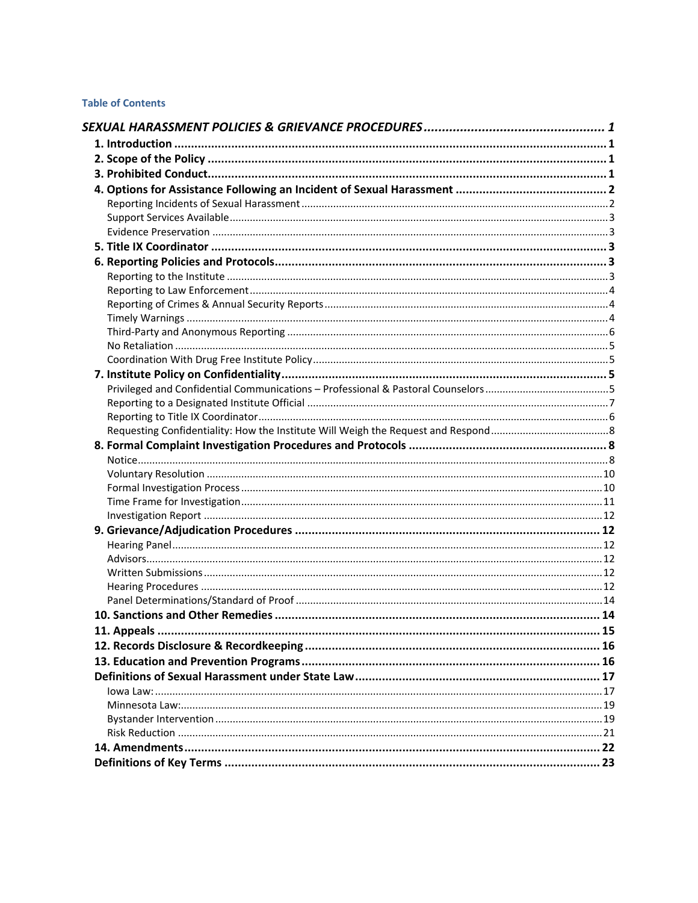**Table of Contents**

*SEXUAL HARASSMENT POLICIES & GRIEVANCE PROCEDURES* ........ *1*

- **1. Introduction** ........ **1**
- **2. Scope of the Policy** ........ **1**
- **3. Prohibited Conduct** ........ **1**
- **4. Options for Assistance Following an Incident of Sexual Harassment** ........ **2**
  - Reporting Incidents of Sexual Harassment ........ 2
  - Support Services Available ........ 3
  - Evidence Preservation ........ 3
- **5. Title IX Coordinator** ........ **3**
- **6. Reporting Policies and Protocols** ........ **3**
  - Reporting to the Institute ........ 3
  - Reporting to Law Enforcement ........ 4
  - Reporting of Crimes & Annual Security Reports ........ 4
  - Timely Warnings ........ 4
  - Third-Party and Anonymous Reporting ........ 6
  - No Retaliation ........ 5
  - Coordination With Drug Free Institute Policy ........ 5
- **7. Institute Policy on Confidentiality** ........ **5**
  - Privileged and Confidential Communications – Professional & Pastoral Counselors ........ 5
  - Reporting to a Designated Institute Official ........ 7
  - Reporting to Title IX Coordinator ........ 6
  - Requesting Confidentiality: How the Institute Will Weigh the Request and Respond ........ 8
- **8. Formal Complaint Investigation Procedures and Protocols** ........ **8**
  - Notice ........ 8
  - Voluntary Resolution ........ 10
  - Formal Investigation Process ........ 10
  - Time Frame for Investigation ........ 11
  - Investigation Report ........ 12
- **9. Grievance/Adjudication Procedures** ........ **12**
  - Hearing Panel ........ 12
  - Advisors ........ 12
  - Written Submissions ........ 12
  - Hearing Procedures ........ 12
  - Panel Determinations/Standard of Proof ........ 14
- **10. Sanctions and Other Remedies** ........ **14**
- **11. Appeals** ........ **15**
- **12. Records Disclosure & Recordkeeping** ........ **16**
- **13. Education and Prevention Programs** ........ **16**
- **Definitions of Sexual Harassment under State Law** ........ **17**
  - Iowa Law: ........ 17
  - Minnesota Law: ........ 19
  - Bystander Intervention ........ 19
  - Risk Reduction ........ 21
- **14. Amendments** ........ **22**
- **Definitions of Key Terms** ........ **23**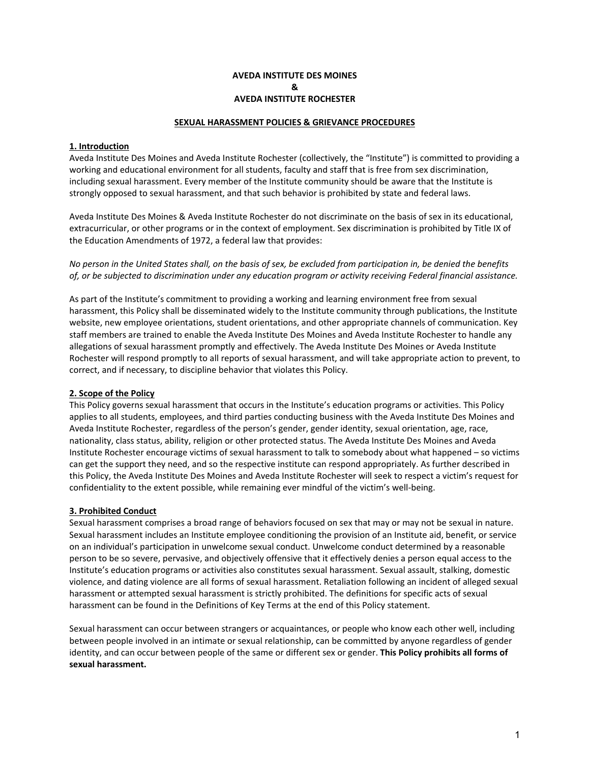**AVEDA INSTITUTE DES MOINES**
**&**
**AVEDA INSTITUTE ROCHESTER**

**SEXUAL HARASSMENT POLICIES & GRIEVANCE PROCEDURES**

## 1. Introduction

Aveda Institute Des Moines and Aveda Institute Rochester (collectively, the "Institute") is committed to providing a working and educational environment for all students, faculty and staff that is free from sex discrimination, including sexual harassment. Every member of the Institute community should be aware that the Institute is strongly opposed to sexual harassment, and that such behavior is prohibited by state and federal laws.

Aveda Institute Des Moines & Aveda Institute Rochester do not discriminate on the basis of sex in its educational, extracurricular, or other programs or in the context of employment. Sex discrimination is prohibited by Title IX of the Education Amendments of 1972, a federal law that provides:

*No person in the United States shall, on the basis of sex, be excluded from participation in, be denied the benefits of, or be subjected to discrimination under any education program or activity receiving Federal financial assistance.*

As part of the Institute's commitment to providing a working and learning environment free from sexual harassment, this Policy shall be disseminated widely to the Institute community through publications, the Institute website, new employee orientations, student orientations, and other appropriate channels of communication. Key staff members are trained to enable the Aveda Institute Des Moines and Aveda Institute Rochester to handle any allegations of sexual harassment promptly and effectively. The Aveda Institute Des Moines or Aveda Institute Rochester will respond promptly to all reports of sexual harassment, and will take appropriate action to prevent, to correct, and if necessary, to discipline behavior that violates this Policy.

## 2. Scope of the Policy

This Policy governs sexual harassment that occurs in the Institute's education programs or activities. This Policy applies to all students, employees, and third parties conducting business with the Aveda Institute Des Moines and Aveda Institute Rochester, regardless of the person's gender, gender identity, sexual orientation, age, race, nationality, class status, ability, religion or other protected status. The Aveda Institute Des Moines and Aveda Institute Rochester encourage victims of sexual harassment to talk to somebody about what happened – so victims can get the support they need, and so the respective institute can respond appropriately. As further described in this Policy, the Aveda Institute Des Moines and Aveda Institute Rochester will seek to respect a victim's request for confidentiality to the extent possible, while remaining ever mindful of the victim's well-being.

## 3. Prohibited Conduct

Sexual harassment comprises a broad range of behaviors focused on sex that may or may not be sexual in nature. Sexual harassment includes an Institute employee conditioning the provision of an Institute aid, benefit, or service on an individual's participation in unwelcome sexual conduct. Unwelcome conduct determined by a reasonable person to be so severe, pervasive, and objectively offensive that it effectively denies a person equal access to the Institute's education programs or activities also constitutes sexual harassment. Sexual assault, stalking, domestic violence, and dating violence are all forms of sexual harassment. Retaliation following an incident of alleged sexual harassment or attempted sexual harassment is strictly prohibited. The definitions for specific acts of sexual harassment can be found in the Definitions of Key Terms at the end of this Policy statement.

Sexual harassment can occur between strangers or acquaintances, or people who know each other well, including between people involved in an intimate or sexual relationship, can be committed by anyone regardless of gender identity, and can occur between people of the same or different sex or gender. **This Policy prohibits all forms of sexual harassment.**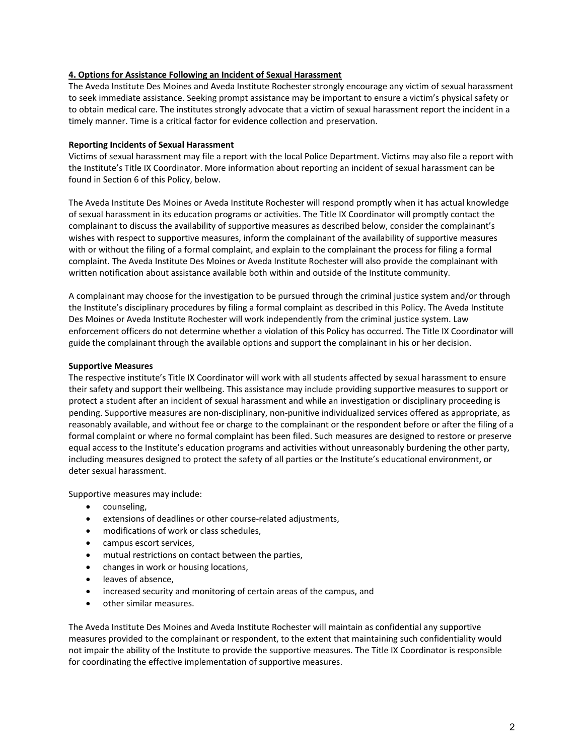## 4. Options for Assistance Following an Incident of Sexual Harassment

The Aveda Institute Des Moines and Aveda Institute Rochester strongly encourage any victim of sexual harassment to seek immediate assistance. Seeking prompt assistance may be important to ensure a victim's physical safety or to obtain medical care. The institutes strongly advocate that a victim of sexual harassment report the incident in a timely manner. Time is a critical factor for evidence collection and preservation.

### Reporting Incidents of Sexual Harassment

Victims of sexual harassment may file a report with the local Police Department. Victims may also file a report with the Institute's Title IX Coordinator. More information about reporting an incident of sexual harassment can be found in Section 6 of this Policy, below.

The Aveda Institute Des Moines or Aveda Institute Rochester will respond promptly when it has actual knowledge of sexual harassment in its education programs or activities. The Title IX Coordinator will promptly contact the complainant to discuss the availability of supportive measures as described below, consider the complainant's wishes with respect to supportive measures, inform the complainant of the availability of supportive measures with or without the filing of a formal complaint, and explain to the complainant the process for filing a formal complaint. The Aveda Institute Des Moines or Aveda Institute Rochester will also provide the complainant with written notification about assistance available both within and outside of the Institute community.

A complainant may choose for the investigation to be pursued through the criminal justice system and/or through the Institute's disciplinary procedures by filing a formal complaint as described in this Policy. The Aveda Institute Des Moines or Aveda Institute Rochester will work independently from the criminal justice system. Law enforcement officers do not determine whether a violation of this Policy has occurred. The Title IX Coordinator will guide the complainant through the available options and support the complainant in his or her decision.

### Supportive Measures

The respective institute's Title IX Coordinator will work with all students affected by sexual harassment to ensure their safety and support their wellbeing. This assistance may include providing supportive measures to support or protect a student after an incident of sexual harassment and while an investigation or disciplinary proceeding is pending. Supportive measures are non-disciplinary, non-punitive individualized services offered as appropriate, as reasonably available, and without fee or charge to the complainant or the respondent before or after the filing of a formal complaint or where no formal complaint has been filed. Such measures are designed to restore or preserve equal access to the Institute's education programs and activities without unreasonably burdening the other party, including measures designed to protect the safety of all parties or the Institute's educational environment, or deter sexual harassment.

Supportive measures may include:

- counseling,
- extensions of deadlines or other course-related adjustments,
- modifications of work or class schedules,
- campus escort services,
- mutual restrictions on contact between the parties,
- changes in work or housing locations,
- leaves of absence,
- increased security and monitoring of certain areas of the campus, and
- other similar measures.

The Aveda Institute Des Moines and Aveda Institute Rochester will maintain as confidential any supportive measures provided to the complainant or respondent, to the extent that maintaining such confidentiality would not impair the ability of the Institute to provide the supportive measures. The Title IX Coordinator is responsible for coordinating the effective implementation of supportive measures.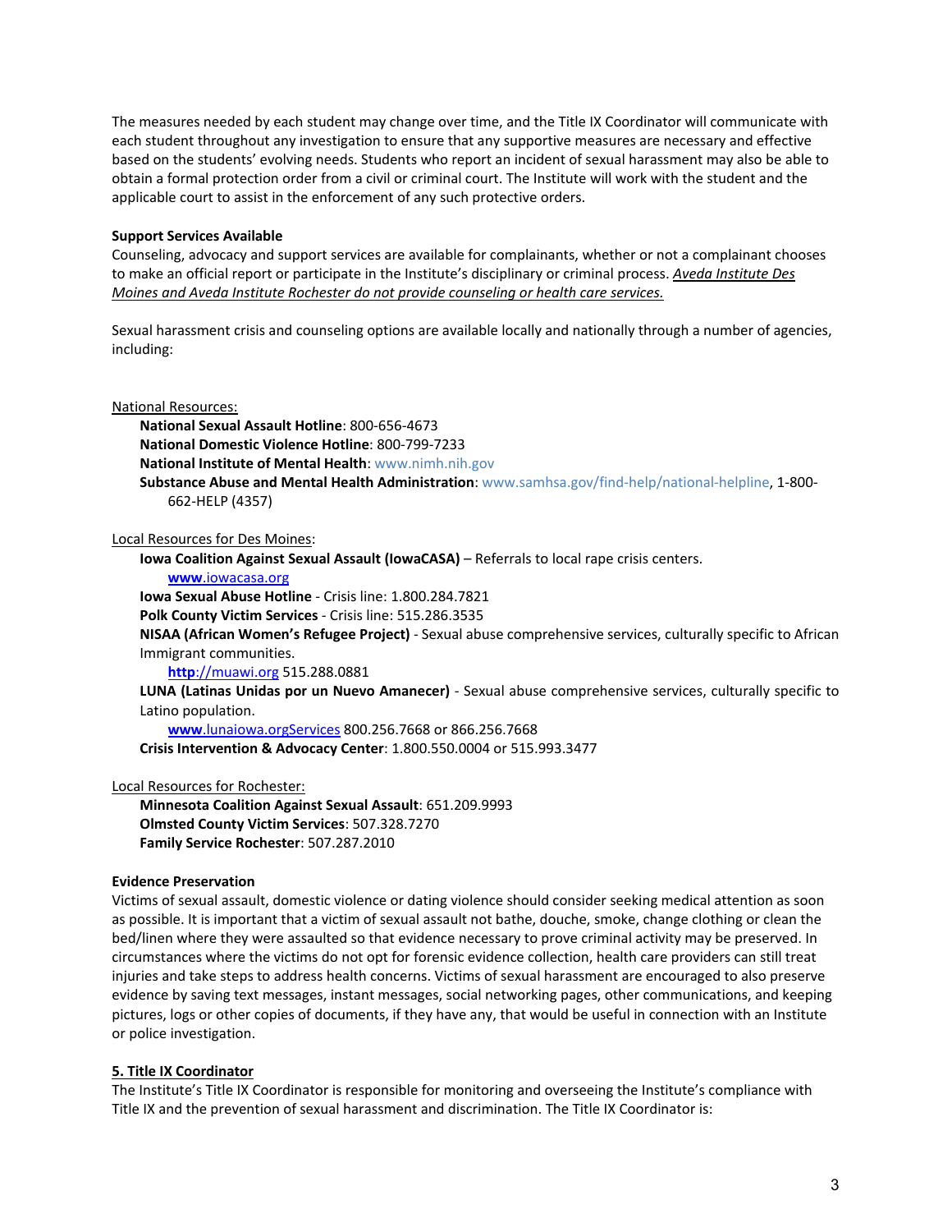The measures needed by each student may change over time, and the Title IX Coordinator will communicate with each student throughout any investigation to ensure that any supportive measures are necessary and effective based on the students' evolving needs. Students who report an incident of sexual harassment may also be able to obtain a formal protection order from a civil or criminal court. The Institute will work with the student and the applicable court to assist in the enforcement of any such protective orders.

**Support Services Available**

Counseling, advocacy and support services are available for complainants, whether or not a complainant chooses to make an official report or participate in the Institute's disciplinary or criminal process. ***Aveda Institute Des Moines and Aveda Institute Rochester do not provide counseling or health care services.***

Sexual harassment crisis and counseling options are available locally and nationally through a number of agencies, including:

National Resources:

- **National Sexual Assault Hotline**: 800-656-4673
- **National Domestic Violence Hotline**: 800-799-7233
- **National Institute of Mental Health**: www.nimh.nih.gov
- **Substance Abuse and Mental Health Administration**: www.samhsa.gov/find-help/national-helpline, 1-800-662-HELP (4357)

Local Resources for Des Moines:

- **Iowa Coalition Against Sexual Assault (IowaCASA)** – Referrals to local rape crisis centers. www.iowacasa.org
- **Iowa Sexual Abuse Hotline** - Crisis line: 1.800.284.7821
- **Polk County Victim Services** - Crisis line: 515.286.3535
- **NISAA (African Women's Refugee Project)** - Sexual abuse comprehensive services, culturally specific to African Immigrant communities. http://muawi.org 515.288.0881
- **LUNA (Latinas Unidas por un Nuevo Amanecer)** - Sexual abuse comprehensive services, culturally specific to Latino population. www.lunaiowa.orgServices 800.256.7668 or 866.256.7668
- **Crisis Intervention & Advocacy Center**: 1.800.550.0004 or 515.993.3477

Local Resources for Rochester:

- **Minnesota Coalition Against Sexual Assault**: 651.209.9993
- **Olmsted County Victim Services**: 507.328.7270
- **Family Service Rochester**: 507.287.2010

**Evidence Preservation**

Victims of sexual assault, domestic violence or dating violence should consider seeking medical attention as soon as possible. It is important that a victim of sexual assault not bathe, douche, smoke, change clothing or clean the bed/linen where they were assaulted so that evidence necessary to prove criminal activity may be preserved. In circumstances where the victims do not opt for forensic evidence collection, health care providers can still treat injuries and take steps to address health concerns. Victims of sexual harassment are encouraged to also preserve evidence by saving text messages, instant messages, social networking pages, other communications, and keeping pictures, logs or other copies of documents, if they have any, that would be useful in connection with an Institute or police investigation.

## 5. Title IX Coordinator

The Institute's Title IX Coordinator is responsible for monitoring and overseeing the Institute's compliance with Title IX and the prevention of sexual harassment and discrimination. The Title IX Coordinator is: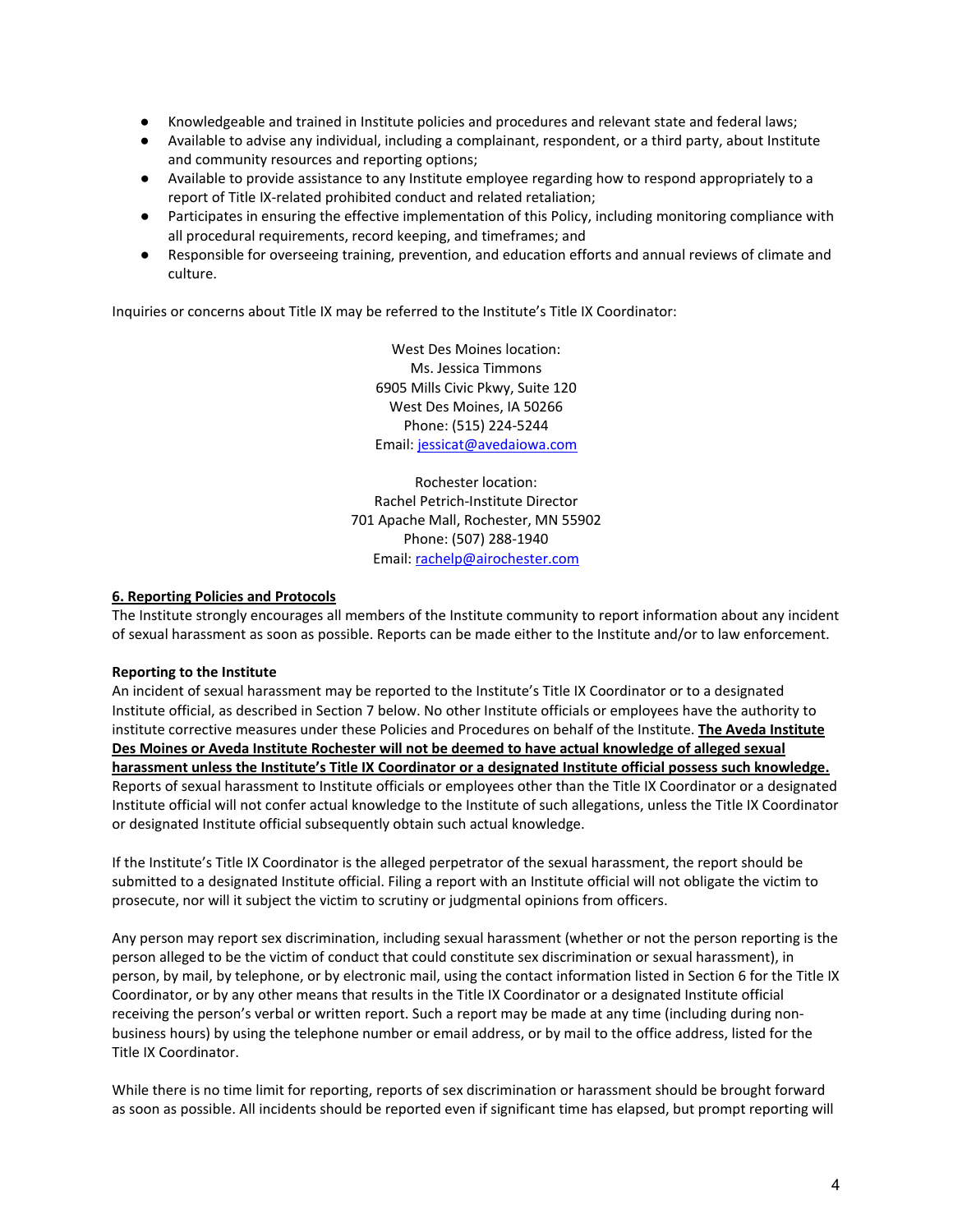- Knowledgeable and trained in Institute policies and procedures and relevant state and federal laws;
- Available to advise any individual, including a complainant, respondent, or a third party, about Institute and community resources and reporting options;
- Available to provide assistance to any Institute employee regarding how to respond appropriately to a report of Title IX-related prohibited conduct and related retaliation;
- Participates in ensuring the effective implementation of this Policy, including monitoring compliance with all procedural requirements, record keeping, and timeframes; and
- Responsible for overseeing training, prevention, and education efforts and annual reviews of climate and culture.

Inquiries or concerns about Title IX may be referred to the Institute's Title IX Coordinator:

West Des Moines location:
Ms. Jessica Timmons
6905 Mills Civic Pkwy, Suite 120
West Des Moines, IA 50266
Phone: (515) 224-5244
Email: jessicat@avedaiowa.com

Rochester location:
Rachel Petrich-Institute Director
701 Apache Mall, Rochester, MN 55902
Phone: (507) 288-1940
Email: rachelp@airochester.com

**6. Reporting Policies and Protocols**

The Institute strongly encourages all members of the Institute community to report information about any incident of sexual harassment as soon as possible. Reports can be made either to the Institute and/or to law enforcement.

**Reporting to the Institute**

An incident of sexual harassment may be reported to the Institute's Title IX Coordinator or to a designated Institute official, as described in Section 7 below. No other Institute officials or employees have the authority to institute corrective measures under these Policies and Procedures on behalf of the Institute. **The Aveda Institute Des Moines or Aveda Institute Rochester will not be deemed to have actual knowledge of alleged sexual harassment unless the Institute's Title IX Coordinator or a designated Institute official possess such knowledge.** Reports of sexual harassment to Institute officials or employees other than the Title IX Coordinator or a designated Institute official will not confer actual knowledge to the Institute of such allegations, unless the Title IX Coordinator or designated Institute official subsequently obtain such actual knowledge.

If the Institute's Title IX Coordinator is the alleged perpetrator of the sexual harassment, the report should be submitted to a designated Institute official. Filing a report with an Institute official will not obligate the victim to prosecute, nor will it subject the victim to scrutiny or judgmental opinions from officers.

Any person may report sex discrimination, including sexual harassment (whether or not the person reporting is the person alleged to be the victim of conduct that could constitute sex discrimination or sexual harassment), in person, by mail, by telephone, or by electronic mail, using the contact information listed in Section 6 for the Title IX Coordinator, or by any other means that results in the Title IX Coordinator or a designated Institute official receiving the person's verbal or written report. Such a report may be made at any time (including during non-business hours) by using the telephone number or email address, or by mail to the office address, listed for the Title IX Coordinator.

While there is no time limit for reporting, reports of sex discrimination or harassment should be brought forward as soon as possible. All incidents should be reported even if significant time has elapsed, but prompt reporting will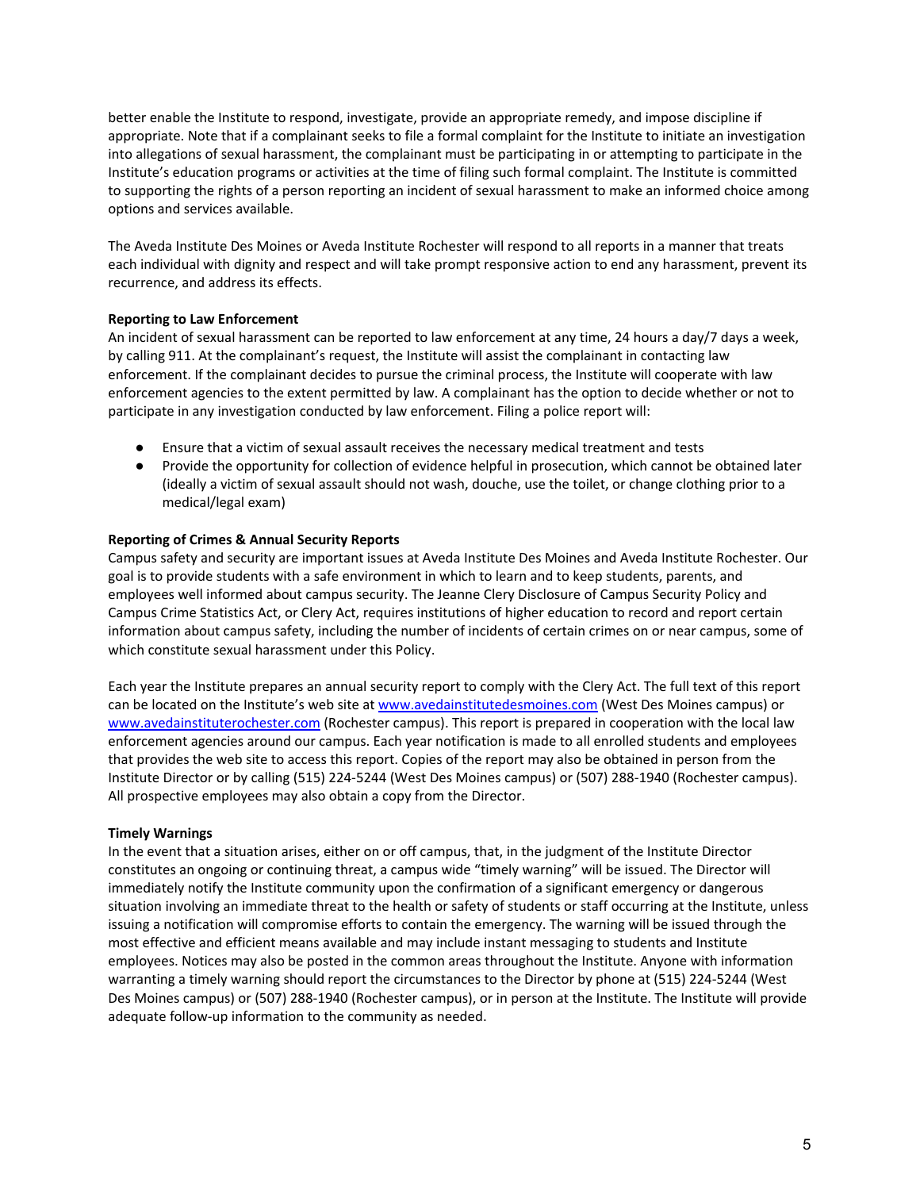better enable the Institute to respond, investigate, provide an appropriate remedy, and impose discipline if appropriate. Note that if a complainant seeks to file a formal complaint for the Institute to initiate an investigation into allegations of sexual harassment, the complainant must be participating in or attempting to participate in the Institute's education programs or activities at the time of filing such formal complaint. The Institute is committed to supporting the rights of a person reporting an incident of sexual harassment to make an informed choice among options and services available.

The Aveda Institute Des Moines or Aveda Institute Rochester will respond to all reports in a manner that treats each individual with dignity and respect and will take prompt responsive action to end any harassment, prevent its recurrence, and address its effects.

**Reporting to Law Enforcement**

An incident of sexual harassment can be reported to law enforcement at any time, 24 hours a day/7 days a week, by calling 911. At the complainant's request, the Institute will assist the complainant in contacting law enforcement. If the complainant decides to pursue the criminal process, the Institute will cooperate with law enforcement agencies to the extent permitted by law. A complainant has the option to decide whether or not to participate in any investigation conducted by law enforcement. Filing a police report will:

- Ensure that a victim of sexual assault receives the necessary medical treatment and tests
- Provide the opportunity for collection of evidence helpful in prosecution, which cannot be obtained later (ideally a victim of sexual assault should not wash, douche, use the toilet, or change clothing prior to a medical/legal exam)

**Reporting of Crimes & Annual Security Reports**

Campus safety and security are important issues at Aveda Institute Des Moines and Aveda Institute Rochester. Our goal is to provide students with a safe environment in which to learn and to keep students, parents, and employees well informed about campus security. The Jeanne Clery Disclosure of Campus Security Policy and Campus Crime Statistics Act, or Clery Act, requires institutions of higher education to record and report certain information about campus safety, including the number of incidents of certain crimes on or near campus, some of which constitute sexual harassment under this Policy.

Each year the Institute prepares an annual security report to comply with the Clery Act. The full text of this report can be located on the Institute's web site at www.avedainstitutedesmoines.com (West Des Moines campus) or www.avedainstituterochester.com (Rochester campus). This report is prepared in cooperation with the local law enforcement agencies around our campus. Each year notification is made to all enrolled students and employees that provides the web site to access this report. Copies of the report may also be obtained in person from the Institute Director or by calling (515) 224-5244 (West Des Moines campus) or (507) 288-1940 (Rochester campus). All prospective employees may also obtain a copy from the Director.

**Timely Warnings**

In the event that a situation arises, either on or off campus, that, in the judgment of the Institute Director constitutes an ongoing or continuing threat, a campus wide "timely warning" will be issued. The Director will immediately notify the Institute community upon the confirmation of a significant emergency or dangerous situation involving an immediate threat to the health or safety of students or staff occurring at the Institute, unless issuing a notification will compromise efforts to contain the emergency. The warning will be issued through the most effective and efficient means available and may include instant messaging to students and Institute employees. Notices may also be posted in the common areas throughout the Institute. Anyone with information warranting a timely warning should report the circumstances to the Director by phone at (515) 224-5244 (West Des Moines campus) or (507) 288-1940 (Rochester campus), or in person at the Institute. The Institute will provide adequate follow-up information to the community as needed.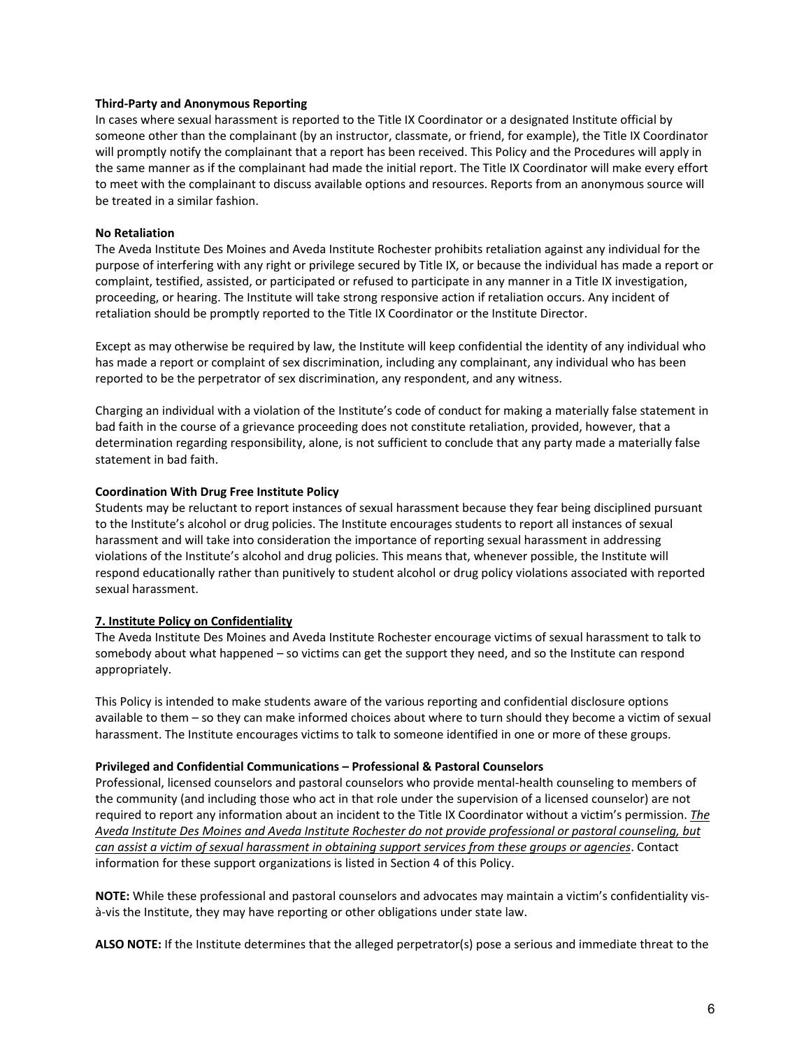**Third-Party and Anonymous Reporting**

In cases where sexual harassment is reported to the Title IX Coordinator or a designated Institute official by someone other than the complainant (by an instructor, classmate, or friend, for example), the Title IX Coordinator will promptly notify the complainant that a report has been received. This Policy and the Procedures will apply in the same manner as if the complainant had made the initial report. The Title IX Coordinator will make every effort to meet with the complainant to discuss available options and resources. Reports from an anonymous source will be treated in a similar fashion.

**No Retaliation**

The Aveda Institute Des Moines and Aveda Institute Rochester prohibits retaliation against any individual for the purpose of interfering with any right or privilege secured by Title IX, or because the individual has made a report or complaint, testified, assisted, or participated or refused to participate in any manner in a Title IX investigation, proceeding, or hearing. The Institute will take strong responsive action if retaliation occurs. Any incident of retaliation should be promptly reported to the Title IX Coordinator or the Institute Director.

Except as may otherwise be required by law, the Institute will keep confidential the identity of any individual who has made a report or complaint of sex discrimination, including any complainant, any individual who has been reported to be the perpetrator of sex discrimination, any respondent, and any witness.

Charging an individual with a violation of the Institute's code of conduct for making a materially false statement in bad faith in the course of a grievance proceeding does not constitute retaliation, provided, however, that a determination regarding responsibility, alone, is not sufficient to conclude that any party made a materially false statement in bad faith.

**Coordination With Drug Free Institute Policy**

Students may be reluctant to report instances of sexual harassment because they fear being disciplined pursuant to the Institute's alcohol or drug policies. The Institute encourages students to report all instances of sexual harassment and will take into consideration the importance of reporting sexual harassment in addressing violations of the Institute's alcohol and drug policies. This means that, whenever possible, the Institute will respond educationally rather than punitively to student alcohol or drug policy violations associated with reported sexual harassment.

## 7. Institute Policy on Confidentiality

The Aveda Institute Des Moines and Aveda Institute Rochester encourage victims of sexual harassment to talk to somebody about what happened – so victims can get the support they need, and so the Institute can respond appropriately.

This Policy is intended to make students aware of the various reporting and confidential disclosure options available to them – so they can make informed choices about where to turn should they become a victim of sexual harassment. The Institute encourages victims to talk to someone identified in one or more of these groups.

**Privileged and Confidential Communications – Professional & Pastoral Counselors**

Professional, licensed counselors and pastoral counselors who provide mental-health counseling to members of the community (and including those who act in that role under the supervision of a licensed counselor) are not required to report any information about an incident to the Title IX Coordinator without a victim's permission. *The Aveda Institute Des Moines and Aveda Institute Rochester do not provide professional or pastoral counseling, but can assist a victim of sexual harassment in obtaining support services from these groups or agencies*. Contact information for these support organizations is listed in Section 4 of this Policy.

**NOTE:** While these professional and pastoral counselors and advocates may maintain a victim's confidentiality vis-à-vis the Institute, they may have reporting or other obligations under state law.

**ALSO NOTE:** If the Institute determines that the alleged perpetrator(s) pose a serious and immediate threat to the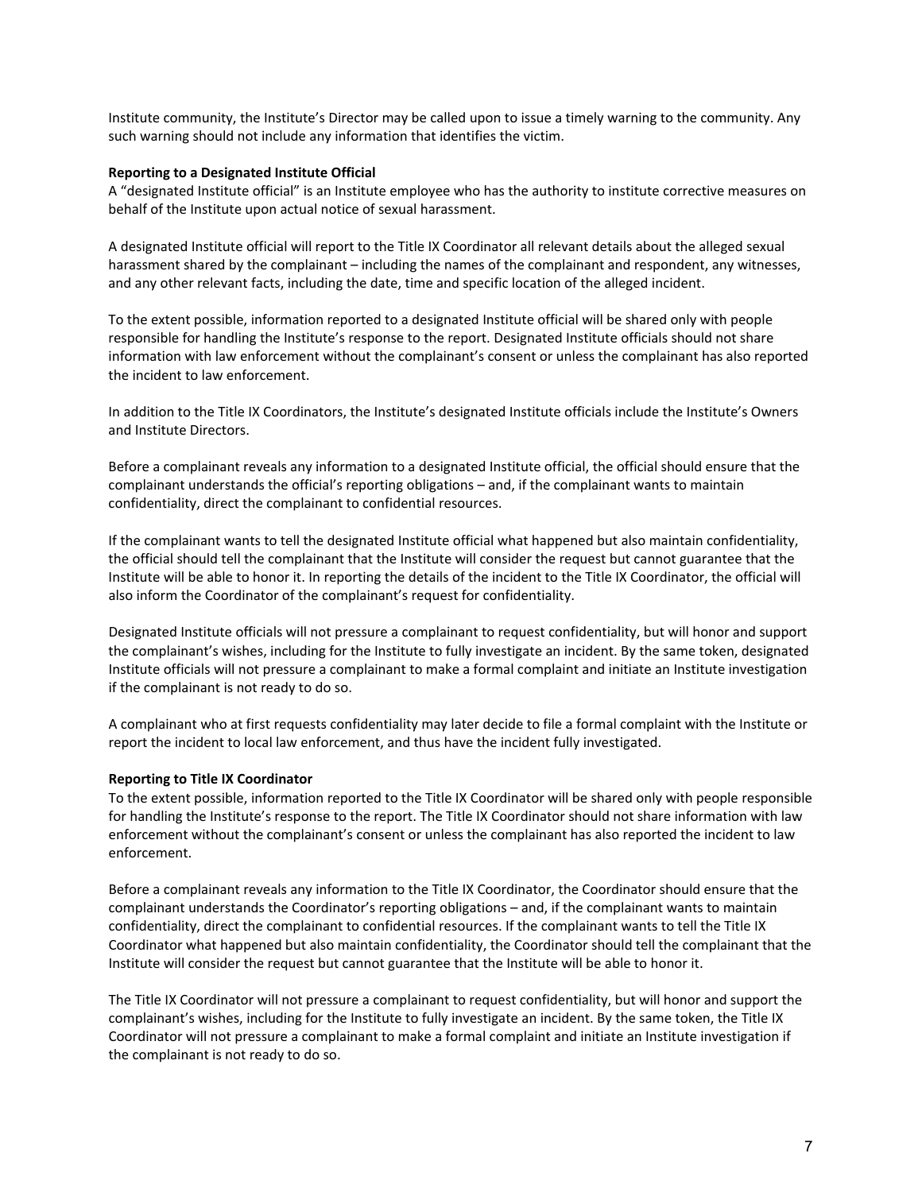Institute community, the Institute's Director may be called upon to issue a timely warning to the community. Any such warning should not include any information that identifies the victim.

**Reporting to a Designated Institute Official**

A "designated Institute official" is an Institute employee who has the authority to institute corrective measures on behalf of the Institute upon actual notice of sexual harassment.

A designated Institute official will report to the Title IX Coordinator all relevant details about the alleged sexual harassment shared by the complainant – including the names of the complainant and respondent, any witnesses, and any other relevant facts, including the date, time and specific location of the alleged incident.

To the extent possible, information reported to a designated Institute official will be shared only with people responsible for handling the Institute's response to the report. Designated Institute officials should not share information with law enforcement without the complainant's consent or unless the complainant has also reported the incident to law enforcement.

In addition to the Title IX Coordinators, the Institute's designated Institute officials include the Institute's Owners and Institute Directors.

Before a complainant reveals any information to a designated Institute official, the official should ensure that the complainant understands the official's reporting obligations – and, if the complainant wants to maintain confidentiality, direct the complainant to confidential resources.

If the complainant wants to tell the designated Institute official what happened but also maintain confidentiality, the official should tell the complainant that the Institute will consider the request but cannot guarantee that the Institute will be able to honor it. In reporting the details of the incident to the Title IX Coordinator, the official will also inform the Coordinator of the complainant's request for confidentiality.

Designated Institute officials will not pressure a complainant to request confidentiality, but will honor and support the complainant's wishes, including for the Institute to fully investigate an incident. By the same token, designated Institute officials will not pressure a complainant to make a formal complaint and initiate an Institute investigation if the complainant is not ready to do so.

A complainant who at first requests confidentiality may later decide to file a formal complaint with the Institute or report the incident to local law enforcement, and thus have the incident fully investigated.

**Reporting to Title IX Coordinator**

To the extent possible, information reported to the Title IX Coordinator will be shared only with people responsible for handling the Institute's response to the report. The Title IX Coordinator should not share information with law enforcement without the complainant's consent or unless the complainant has also reported the incident to law enforcement.

Before a complainant reveals any information to the Title IX Coordinator, the Coordinator should ensure that the complainant understands the Coordinator's reporting obligations – and, if the complainant wants to maintain confidentiality, direct the complainant to confidential resources. If the complainant wants to tell the Title IX Coordinator what happened but also maintain confidentiality, the Coordinator should tell the complainant that the Institute will consider the request but cannot guarantee that the Institute will be able to honor it.

The Title IX Coordinator will not pressure a complainant to request confidentiality, but will honor and support the complainant's wishes, including for the Institute to fully investigate an incident. By the same token, the Title IX Coordinator will not pressure a complainant to make a formal complaint and initiate an Institute investigation if the complainant is not ready to do so.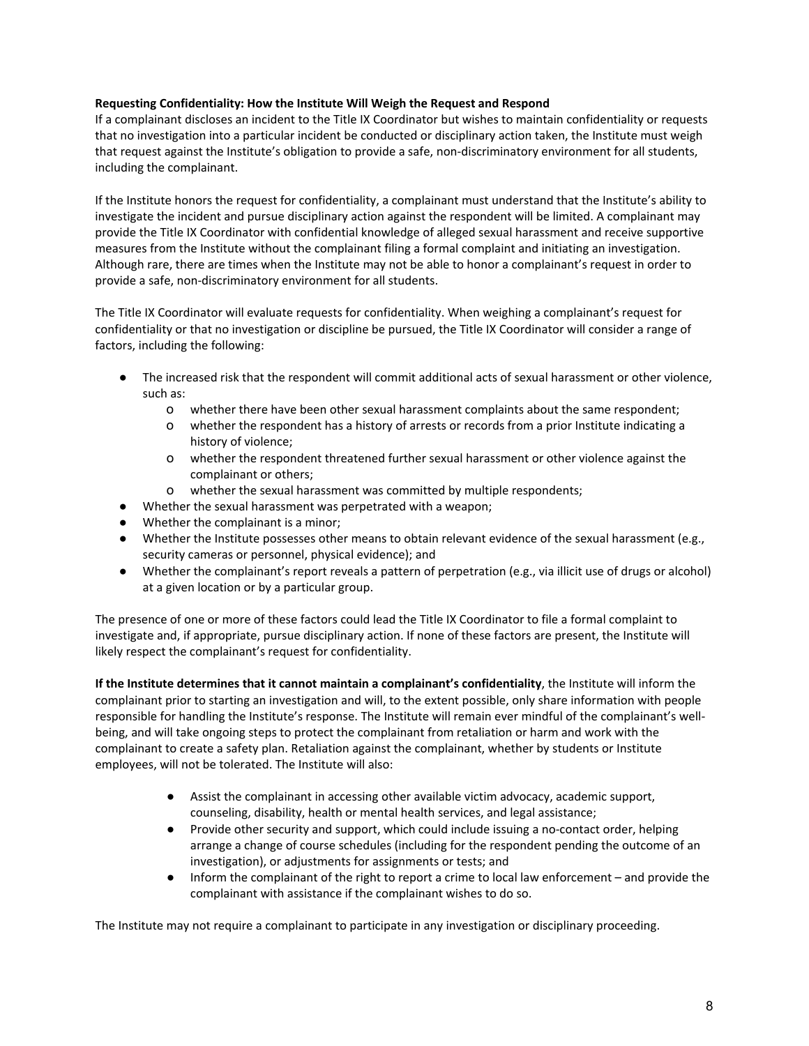**Requesting Confidentiality: How the Institute Will Weigh the Request and Respond**
If a complainant discloses an incident to the Title IX Coordinator but wishes to maintain confidentiality or requests that no investigation into a particular incident be conducted or disciplinary action taken, the Institute must weigh that request against the Institute's obligation to provide a safe, non-discriminatory environment for all students, including the complainant.

If the Institute honors the request for confidentiality, a complainant must understand that the Institute's ability to investigate the incident and pursue disciplinary action against the respondent will be limited. A complainant may provide the Title IX Coordinator with confidential knowledge of alleged sexual harassment and receive supportive measures from the Institute without the complainant filing a formal complaint and initiating an investigation. Although rare, there are times when the Institute may not be able to honor a complainant's request in order to provide a safe, non-discriminatory environment for all students.

The Title IX Coordinator will evaluate requests for confidentiality. When weighing a complainant's request for confidentiality or that no investigation or discipline be pursued, the Title IX Coordinator will consider a range of factors, including the following:

- The increased risk that the respondent will commit additional acts of sexual harassment or other violence, such as:
  - whether there have been other sexual harassment complaints about the same respondent;
  - whether the respondent has a history of arrests or records from a prior Institute indicating a history of violence;
  - whether the respondent threatened further sexual harassment or other violence against the complainant or others;
  - whether the sexual harassment was committed by multiple respondents;
- Whether the sexual harassment was perpetrated with a weapon;
- Whether the complainant is a minor;
- Whether the Institute possesses other means to obtain relevant evidence of the sexual harassment (e.g., security cameras or personnel, physical evidence); and
- Whether the complainant's report reveals a pattern of perpetration (e.g., via illicit use of drugs or alcohol) at a given location or by a particular group.

The presence of one or more of these factors could lead the Title IX Coordinator to file a formal complaint to investigate and, if appropriate, pursue disciplinary action. If none of these factors are present, the Institute will likely respect the complainant's request for confidentiality.

**If the Institute determines that it cannot maintain a complainant's confidentiality**, the Institute will inform the complainant prior to starting an investigation and will, to the extent possible, only share information with people responsible for handling the Institute's response. The Institute will remain ever mindful of the complainant's well-being, and will take ongoing steps to protect the complainant from retaliation or harm and work with the complainant to create a safety plan. Retaliation against the complainant, whether by students or Institute employees, will not be tolerated. The Institute will also:

- Assist the complainant in accessing other available victim advocacy, academic support, counseling, disability, health or mental health services, and legal assistance;
- Provide other security and support, which could include issuing a no-contact order, helping arrange a change of course schedules (including for the respondent pending the outcome of an investigation), or adjustments for assignments or tests; and
- Inform the complainant of the right to report a crime to local law enforcement – and provide the complainant with assistance if the complainant wishes to do so.

The Institute may not require a complainant to participate in any investigation or disciplinary proceeding.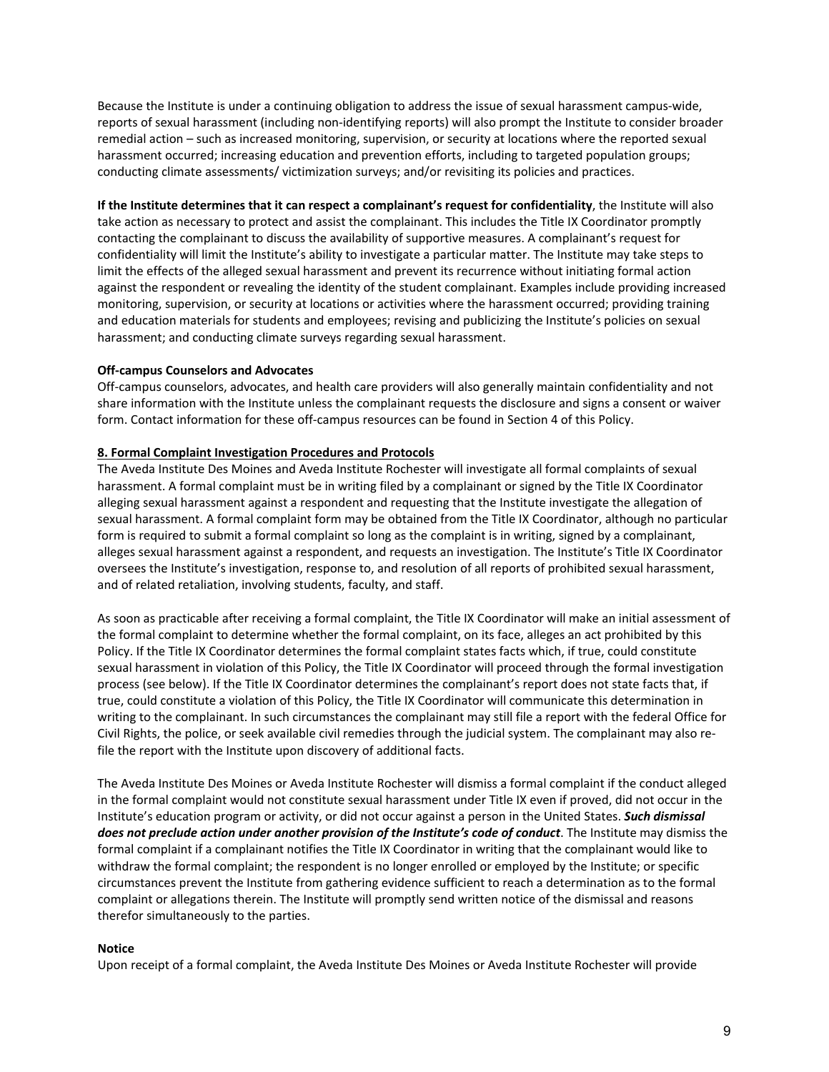Because the Institute is under a continuing obligation to address the issue of sexual harassment campus-wide, reports of sexual harassment (including non-identifying reports) will also prompt the Institute to consider broader remedial action – such as increased monitoring, supervision, or security at locations where the reported sexual harassment occurred; increasing education and prevention efforts, including to targeted population groups; conducting climate assessments/ victimization surveys; and/or revisiting its policies and practices.

**If the Institute determines that it can respect a complainant's request for confidentiality**, the Institute will also take action as necessary to protect and assist the complainant. This includes the Title IX Coordinator promptly contacting the complainant to discuss the availability of supportive measures. A complainant's request for confidentiality will limit the Institute's ability to investigate a particular matter. The Institute may take steps to limit the effects of the alleged sexual harassment and prevent its recurrence without initiating formal action against the respondent or revealing the identity of the student complainant. Examples include providing increased monitoring, supervision, or security at locations or activities where the harassment occurred; providing training and education materials for students and employees; revising and publicizing the Institute's policies on sexual harassment; and conducting climate surveys regarding sexual harassment.

**Off-campus Counselors and Advocates**

Off-campus counselors, advocates, and health care providers will also generally maintain confidentiality and not share information with the Institute unless the complainant requests the disclosure and signs a consent or waiver form. Contact information for these off-campus resources can be found in Section 4 of this Policy.

## 8. Formal Complaint Investigation Procedures and Protocols

The Aveda Institute Des Moines and Aveda Institute Rochester will investigate all formal complaints of sexual harassment. A formal complaint must be in writing filed by a complainant or signed by the Title IX Coordinator alleging sexual harassment against a respondent and requesting that the Institute investigate the allegation of sexual harassment. A formal complaint form may be obtained from the Title IX Coordinator, although no particular form is required to submit a formal complaint so long as the complaint is in writing, signed by a complainant, alleges sexual harassment against a respondent, and requests an investigation. The Institute's Title IX Coordinator oversees the Institute's investigation, response to, and resolution of all reports of prohibited sexual harassment, and of related retaliation, involving students, faculty, and staff.

As soon as practicable after receiving a formal complaint, the Title IX Coordinator will make an initial assessment of the formal complaint to determine whether the formal complaint, on its face, alleges an act prohibited by this Policy. If the Title IX Coordinator determines the formal complaint states facts which, if true, could constitute sexual harassment in violation of this Policy, the Title IX Coordinator will proceed through the formal investigation process (see below). If the Title IX Coordinator determines the complainant's report does not state facts that, if true, could constitute a violation of this Policy, the Title IX Coordinator will communicate this determination in writing to the complainant. In such circumstances the complainant may still file a report with the federal Office for Civil Rights, the police, or seek available civil remedies through the judicial system. The complainant may also re-file the report with the Institute upon discovery of additional facts.

The Aveda Institute Des Moines or Aveda Institute Rochester will dismiss a formal complaint if the conduct alleged in the formal complaint would not constitute sexual harassment under Title IX even if proved, did not occur in the Institute's education program or activity, or did not occur against a person in the United States. ***Such dismissal does not preclude action under another provision of the Institute's code of conduct***. The Institute may dismiss the formal complaint if a complainant notifies the Title IX Coordinator in writing that the complainant would like to withdraw the formal complaint; the respondent is no longer enrolled or employed by the Institute; or specific circumstances prevent the Institute from gathering evidence sufficient to reach a determination as to the formal complaint or allegations therein. The Institute will promptly send written notice of the dismissal and reasons therefor simultaneously to the parties.

**Notice**

Upon receipt of a formal complaint, the Aveda Institute Des Moines or Aveda Institute Rochester will provide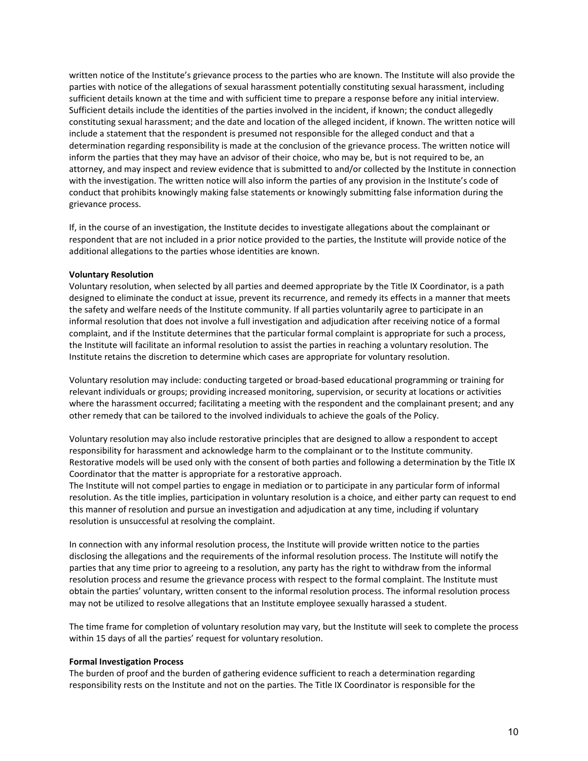written notice of the Institute's grievance process to the parties who are known. The Institute will also provide the parties with notice of the allegations of sexual harassment potentially constituting sexual harassment, including sufficient details known at the time and with sufficient time to prepare a response before any initial interview. Sufficient details include the identities of the parties involved in the incident, if known; the conduct allegedly constituting sexual harassment; and the date and location of the alleged incident, if known. The written notice will include a statement that the respondent is presumed not responsible for the alleged conduct and that a determination regarding responsibility is made at the conclusion of the grievance process. The written notice will inform the parties that they may have an advisor of their choice, who may be, but is not required to be, an attorney, and may inspect and review evidence that is submitted to and/or collected by the Institute in connection with the investigation. The written notice will also inform the parties of any provision in the Institute's code of conduct that prohibits knowingly making false statements or knowingly submitting false information during the grievance process.

If, in the course of an investigation, the Institute decides to investigate allegations about the complainant or respondent that are not included in a prior notice provided to the parties, the Institute will provide notice of the additional allegations to the parties whose identities are known.

**Voluntary Resolution**

Voluntary resolution, when selected by all parties and deemed appropriate by the Title IX Coordinator, is a path designed to eliminate the conduct at issue, prevent its recurrence, and remedy its effects in a manner that meets the safety and welfare needs of the Institute community. If all parties voluntarily agree to participate in an informal resolution that does not involve a full investigation and adjudication after receiving notice of a formal complaint, and if the Institute determines that the particular formal complaint is appropriate for such a process, the Institute will facilitate an informal resolution to assist the parties in reaching a voluntary resolution. The Institute retains the discretion to determine which cases are appropriate for voluntary resolution.

Voluntary resolution may include: conducting targeted or broad-based educational programming or training for relevant individuals or groups; providing increased monitoring, supervision, or security at locations or activities where the harassment occurred; facilitating a meeting with the respondent and the complainant present; and any other remedy that can be tailored to the involved individuals to achieve the goals of the Policy.

Voluntary resolution may also include restorative principles that are designed to allow a respondent to accept responsibility for harassment and acknowledge harm to the complainant or to the Institute community. Restorative models will be used only with the consent of both parties and following a determination by the Title IX Coordinator that the matter is appropriate for a restorative approach.
The Institute will not compel parties to engage in mediation or to participate in any particular form of informal resolution. As the title implies, participation in voluntary resolution is a choice, and either party can request to end this manner of resolution and pursue an investigation and adjudication at any time, including if voluntary resolution is unsuccessful at resolving the complaint.

In connection with any informal resolution process, the Institute will provide written notice to the parties disclosing the allegations and the requirements of the informal resolution process. The Institute will notify the parties that any time prior to agreeing to a resolution, any party has the right to withdraw from the informal resolution process and resume the grievance process with respect to the formal complaint. The Institute must obtain the parties' voluntary, written consent to the informal resolution process. The informal resolution process may not be utilized to resolve allegations that an Institute employee sexually harassed a student.

The time frame for completion of voluntary resolution may vary, but the Institute will seek to complete the process within 15 days of all the parties' request for voluntary resolution.

**Formal Investigation Process**

The burden of proof and the burden of gathering evidence sufficient to reach a determination regarding responsibility rests on the Institute and not on the parties. The Title IX Coordinator is responsible for the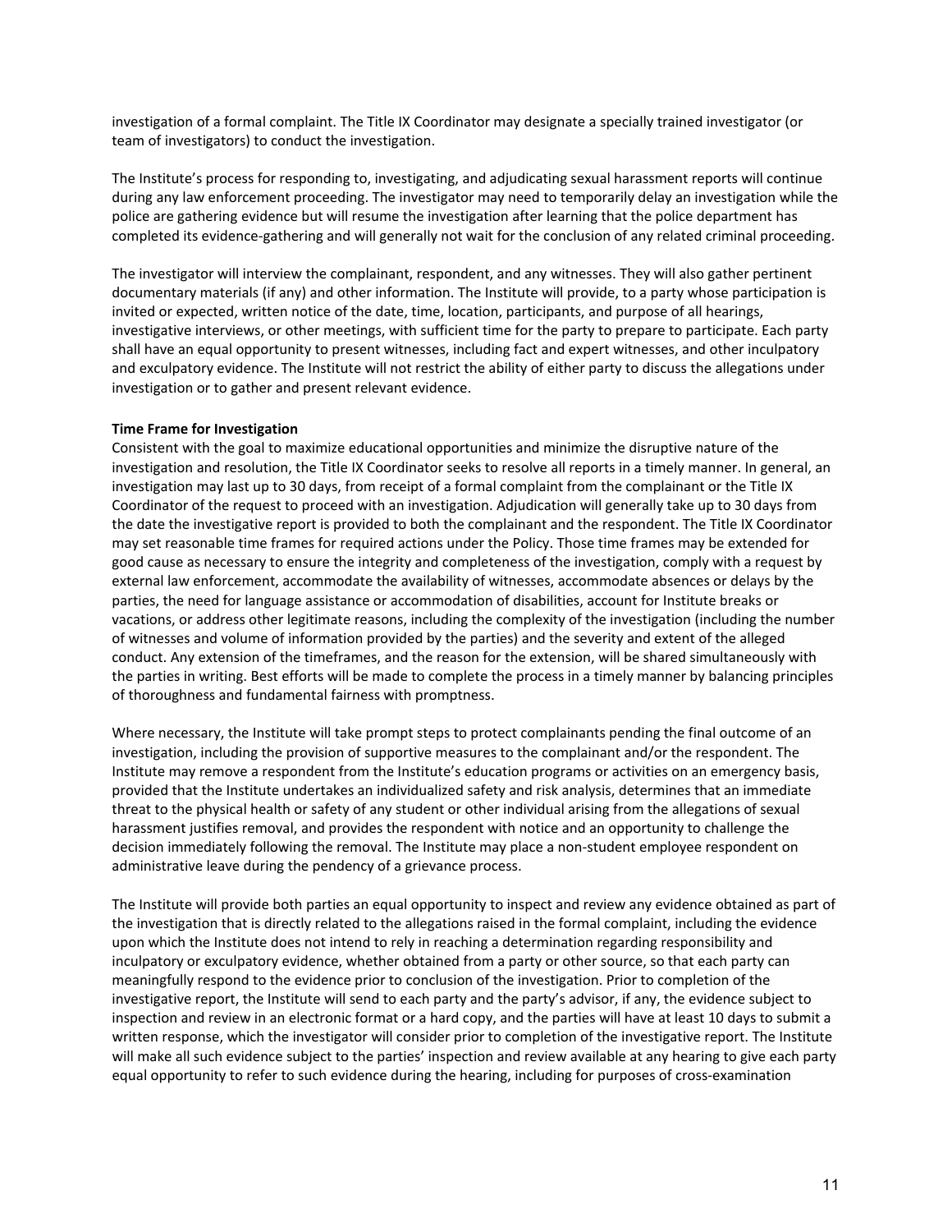investigation of a formal complaint. The Title IX Coordinator may designate a specially trained investigator (or team of investigators) to conduct the investigation.

The Institute's process for responding to, investigating, and adjudicating sexual harassment reports will continue during any law enforcement proceeding. The investigator may need to temporarily delay an investigation while the police are gathering evidence but will resume the investigation after learning that the police department has completed its evidence-gathering and will generally not wait for the conclusion of any related criminal proceeding.

The investigator will interview the complainant, respondent, and any witnesses. They will also gather pertinent documentary materials (if any) and other information. The Institute will provide, to a party whose participation is invited or expected, written notice of the date, time, location, participants, and purpose of all hearings, investigative interviews, or other meetings, with sufficient time for the party to prepare to participate. Each party shall have an equal opportunity to present witnesses, including fact and expert witnesses, and other inculpatory and exculpatory evidence. The Institute will not restrict the ability of either party to discuss the allegations under investigation or to gather and present relevant evidence.

**Time Frame for Investigation**

Consistent with the goal to maximize educational opportunities and minimize the disruptive nature of the investigation and resolution, the Title IX Coordinator seeks to resolve all reports in a timely manner. In general, an investigation may last up to 30 days, from receipt of a formal complaint from the complainant or the Title IX Coordinator of the request to proceed with an investigation. Adjudication will generally take up to 30 days from the date the investigative report is provided to both the complainant and the respondent. The Title IX Coordinator may set reasonable time frames for required actions under the Policy. Those time frames may be extended for good cause as necessary to ensure the integrity and completeness of the investigation, comply with a request by external law enforcement, accommodate the availability of witnesses, accommodate absences or delays by the parties, the need for language assistance or accommodation of disabilities, account for Institute breaks or vacations, or address other legitimate reasons, including the complexity of the investigation (including the number of witnesses and volume of information provided by the parties) and the severity and extent of the alleged conduct. Any extension of the timeframes, and the reason for the extension, will be shared simultaneously with the parties in writing. Best efforts will be made to complete the process in a timely manner by balancing principles of thoroughness and fundamental fairness with promptness.

Where necessary, the Institute will take prompt steps to protect complainants pending the final outcome of an investigation, including the provision of supportive measures to the complainant and/or the respondent. The Institute may remove a respondent from the Institute's education programs or activities on an emergency basis, provided that the Institute undertakes an individualized safety and risk analysis, determines that an immediate threat to the physical health or safety of any student or other individual arising from the allegations of sexual harassment justifies removal, and provides the respondent with notice and an opportunity to challenge the decision immediately following the removal. The Institute may place a non-student employee respondent on administrative leave during the pendency of a grievance process.

The Institute will provide both parties an equal opportunity to inspect and review any evidence obtained as part of the investigation that is directly related to the allegations raised in the formal complaint, including the evidence upon which the Institute does not intend to rely in reaching a determination regarding responsibility and inculpatory or exculpatory evidence, whether obtained from a party or other source, so that each party can meaningfully respond to the evidence prior to conclusion of the investigation. Prior to completion of the investigative report, the Institute will send to each party and the party's advisor, if any, the evidence subject to inspection and review in an electronic format or a hard copy, and the parties will have at least 10 days to submit a written response, which the investigator will consider prior to completion of the investigative report. The Institute will make all such evidence subject to the parties' inspection and review available at any hearing to give each party equal opportunity to refer to such evidence during the hearing, including for purposes of cross-examination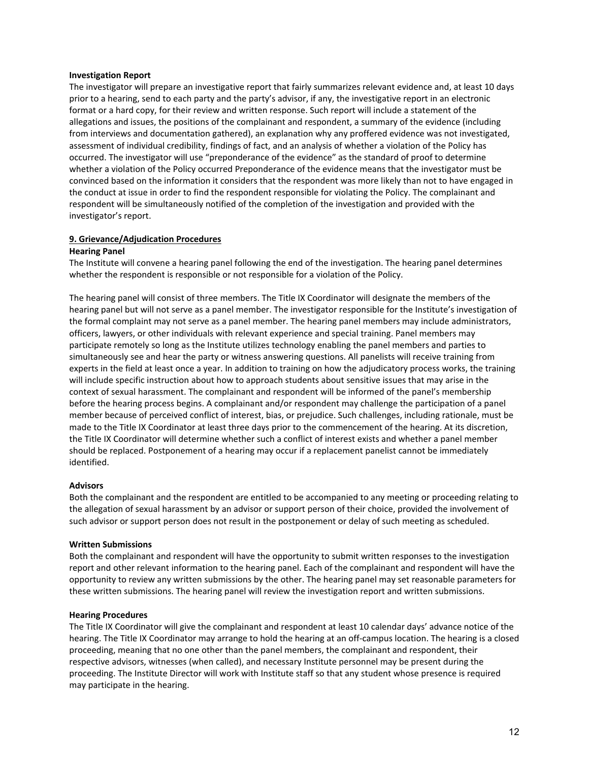**Investigation Report**

The investigator will prepare an investigative report that fairly summarizes relevant evidence and, at least 10 days prior to a hearing, send to each party and the party's advisor, if any, the investigative report in an electronic format or a hard copy, for their review and written response. Such report will include a statement of the allegations and issues, the positions of the complainant and respondent, a summary of the evidence (including from interviews and documentation gathered), an explanation why any proffered evidence was not investigated, assessment of individual credibility, findings of fact, and an analysis of whether a violation of the Policy has occurred. The investigator will use "preponderance of the evidence" as the standard of proof to determine whether a violation of the Policy occurred Preponderance of the evidence means that the investigator must be convinced based on the information it considers that the respondent was more likely than not to have engaged in the conduct at issue in order to find the respondent responsible for violating the Policy. The complainant and respondent will be simultaneously notified of the completion of the investigation and provided with the investigator's report.

## 9. Grievance/Adjudication Procedures

**Hearing Panel**

The Institute will convene a hearing panel following the end of the investigation. The hearing panel determines whether the respondent is responsible or not responsible for a violation of the Policy.

The hearing panel will consist of three members. The Title IX Coordinator will designate the members of the hearing panel but will not serve as a panel member. The investigator responsible for the Institute's investigation of the formal complaint may not serve as a panel member. The hearing panel members may include administrators, officers, lawyers, or other individuals with relevant experience and special training. Panel members may participate remotely so long as the Institute utilizes technology enabling the panel members and parties to simultaneously see and hear the party or witness answering questions. All panelists will receive training from experts in the field at least once a year. In addition to training on how the adjudicatory process works, the training will include specific instruction about how to approach students about sensitive issues that may arise in the context of sexual harassment. The complainant and respondent will be informed of the panel's membership before the hearing process begins. A complainant and/or respondent may challenge the participation of a panel member because of perceived conflict of interest, bias, or prejudice. Such challenges, including rationale, must be made to the Title IX Coordinator at least three days prior to the commencement of the hearing. At its discretion, the Title IX Coordinator will determine whether such a conflict of interest exists and whether a panel member should be replaced. Postponement of a hearing may occur if a replacement panelist cannot be immediately identified.

**Advisors**

Both the complainant and the respondent are entitled to be accompanied to any meeting or proceeding relating to the allegation of sexual harassment by an advisor or support person of their choice, provided the involvement of such advisor or support person does not result in the postponement or delay of such meeting as scheduled.

**Written Submissions**

Both the complainant and respondent will have the opportunity to submit written responses to the investigation report and other relevant information to the hearing panel. Each of the complainant and respondent will have the opportunity to review any written submissions by the other. The hearing panel may set reasonable parameters for these written submissions. The hearing panel will review the investigation report and written submissions.

**Hearing Procedures**

The Title IX Coordinator will give the complainant and respondent at least 10 calendar days' advance notice of the hearing. The Title IX Coordinator may arrange to hold the hearing at an off-campus location. The hearing is a closed proceeding, meaning that no one other than the panel members, the complainant and respondent, their respective advisors, witnesses (when called), and necessary Institute personnel may be present during the proceeding. The Institute Director will work with Institute staff so that any student whose presence is required may participate in the hearing.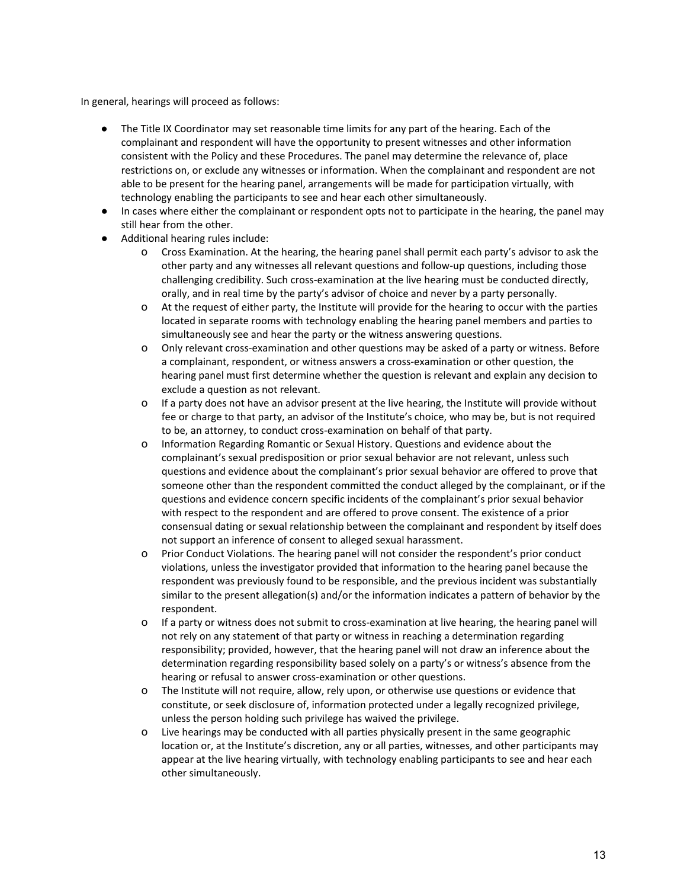In general, hearings will proceed as follows:

- The Title IX Coordinator may set reasonable time limits for any part of the hearing. Each of the complainant and respondent will have the opportunity to present witnesses and other information consistent with the Policy and these Procedures. The panel may determine the relevance of, place restrictions on, or exclude any witnesses or information. When the complainant and respondent are not able to be present for the hearing panel, arrangements will be made for participation virtually, with technology enabling the participants to see and hear each other simultaneously.
- In cases where either the complainant or respondent opts not to participate in the hearing, the panel may still hear from the other.
- Additional hearing rules include:
    - Cross Examination. At the hearing, the hearing panel shall permit each party's advisor to ask the other party and any witnesses all relevant questions and follow-up questions, including those challenging credibility. Such cross-examination at the live hearing must be conducted directly, orally, and in real time by the party's advisor of choice and never by a party personally.
    - At the request of either party, the Institute will provide for the hearing to occur with the parties located in separate rooms with technology enabling the hearing panel members and parties to simultaneously see and hear the party or the witness answering questions.
    - Only relevant cross-examination and other questions may be asked of a party or witness. Before a complainant, respondent, or witness answers a cross-examination or other question, the hearing panel must first determine whether the question is relevant and explain any decision to exclude a question as not relevant.
    - If a party does not have an advisor present at the live hearing, the Institute will provide without fee or charge to that party, an advisor of the Institute's choice, who may be, but is not required to be, an attorney, to conduct cross-examination on behalf of that party.
    - Information Regarding Romantic or Sexual History. Questions and evidence about the complainant's sexual predisposition or prior sexual behavior are not relevant, unless such questions and evidence about the complainant's prior sexual behavior are offered to prove that someone other than the respondent committed the conduct alleged by the complainant, or if the questions and evidence concern specific incidents of the complainant's prior sexual behavior with respect to the respondent and are offered to prove consent. The existence of a prior consensual dating or sexual relationship between the complainant and respondent by itself does not support an inference of consent to alleged sexual harassment.
    - Prior Conduct Violations. The hearing panel will not consider the respondent's prior conduct violations, unless the investigator provided that information to the hearing panel because the respondent was previously found to be responsible, and the previous incident was substantially similar to the present allegation(s) and/or the information indicates a pattern of behavior by the respondent.
    - If a party or witness does not submit to cross-examination at live hearing, the hearing panel will not rely on any statement of that party or witness in reaching a determination regarding responsibility; provided, however, that the hearing panel will not draw an inference about the determination regarding responsibility based solely on a party's or witness's absence from the hearing or refusal to answer cross-examination or other questions.
    - The Institute will not require, allow, rely upon, or otherwise use questions or evidence that constitute, or seek disclosure of, information protected under a legally recognized privilege, unless the person holding such privilege has waived the privilege.
    - Live hearings may be conducted with all parties physically present in the same geographic location or, at the Institute's discretion, any or all parties, witnesses, and other participants may appear at the live hearing virtually, with technology enabling participants to see and hear each other simultaneously.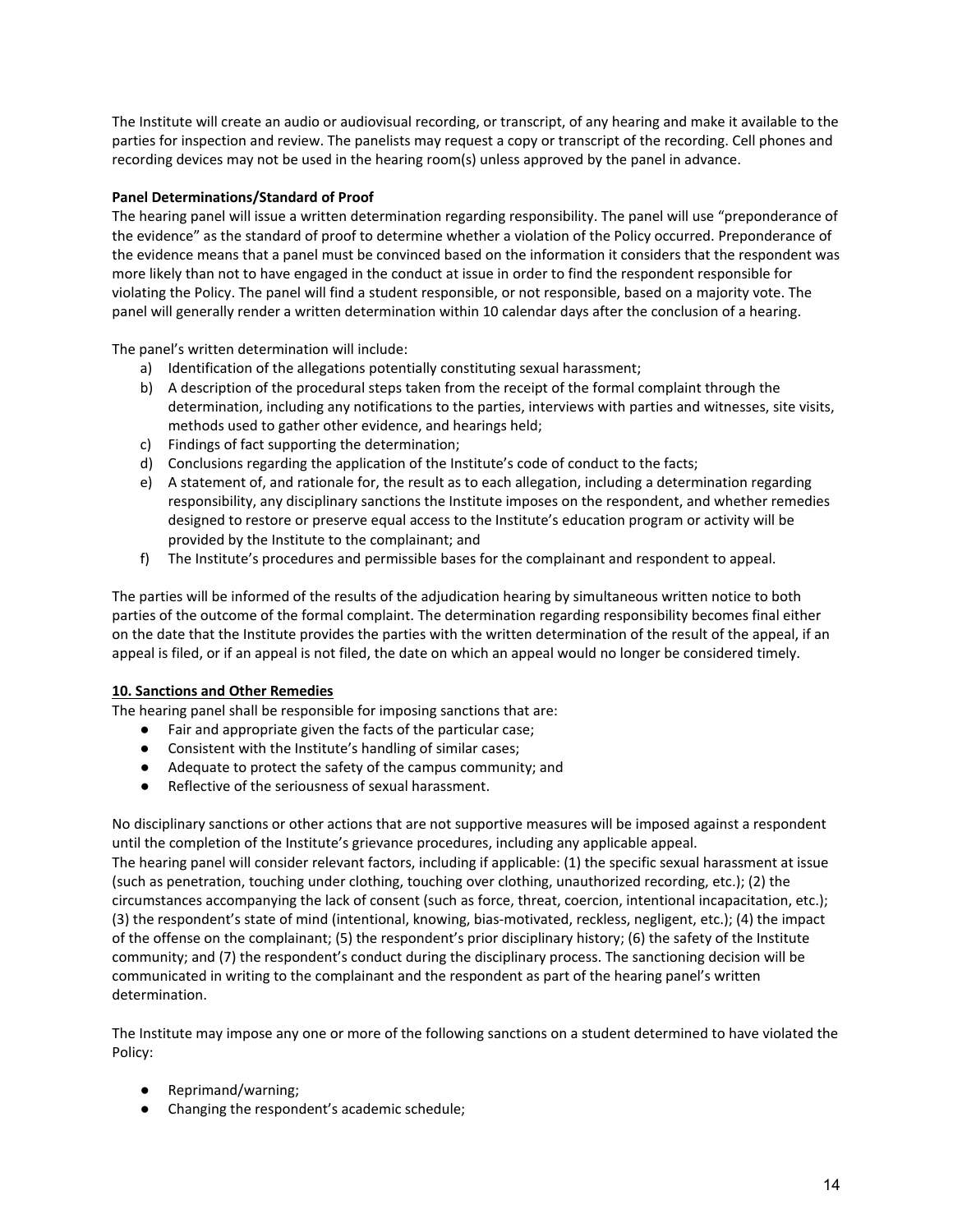The Institute will create an audio or audiovisual recording, or transcript, of any hearing and make it available to the parties for inspection and review. The panelists may request a copy or transcript of the recording. Cell phones and recording devices may not be used in the hearing room(s) unless approved by the panel in advance.

**Panel Determinations/Standard of Proof**

The hearing panel will issue a written determination regarding responsibility. The panel will use "preponderance of the evidence" as the standard of proof to determine whether a violation of the Policy occurred. Preponderance of the evidence means that a panel must be convinced based on the information it considers that the respondent was more likely than not to have engaged in the conduct at issue in order to find the respondent responsible for violating the Policy. The panel will find a student responsible, or not responsible, based on a majority vote. The panel will generally render a written determination within 10 calendar days after the conclusion of a hearing.

The panel's written determination will include:

a) Identification of the allegations potentially constituting sexual harassment;
b) A description of the procedural steps taken from the receipt of the formal complaint through the determination, including any notifications to the parties, interviews with parties and witnesses, site visits, methods used to gather other evidence, and hearings held;
c) Findings of fact supporting the determination;
d) Conclusions regarding the application of the Institute's code of conduct to the facts;
e) A statement of, and rationale for, the result as to each allegation, including a determination regarding responsibility, any disciplinary sanctions the Institute imposes on the respondent, and whether remedies designed to restore or preserve equal access to the Institute's education program or activity will be provided by the Institute to the complainant; and
f) The Institute's procedures and permissible bases for the complainant and respondent to appeal.

The parties will be informed of the results of the adjudication hearing by simultaneous written notice to both parties of the outcome of the formal complaint. The determination regarding responsibility becomes final either on the date that the Institute provides the parties with the written determination of the result of the appeal, if an appeal is filed, or if an appeal is not filed, the date on which an appeal would no longer be considered timely.

**10. Sanctions and Other Remedies**

The hearing panel shall be responsible for imposing sanctions that are:

- Fair and appropriate given the facts of the particular case;
- Consistent with the Institute's handling of similar cases;
- Adequate to protect the safety of the campus community; and
- Reflective of the seriousness of sexual harassment.

No disciplinary sanctions or other actions that are not supportive measures will be imposed against a respondent until the completion of the Institute's grievance procedures, including any applicable appeal.
The hearing panel will consider relevant factors, including if applicable: (1) the specific sexual harassment at issue (such as penetration, touching under clothing, touching over clothing, unauthorized recording, etc.); (2) the circumstances accompanying the lack of consent (such as force, threat, coercion, intentional incapacitation, etc.); (3) the respondent's state of mind (intentional, knowing, bias-motivated, reckless, negligent, etc.); (4) the impact of the offense on the complainant; (5) the respondent's prior disciplinary history; (6) the safety of the Institute community; and (7) the respondent's conduct during the disciplinary process. The sanctioning decision will be communicated in writing to the complainant and the respondent as part of the hearing panel's written determination.

The Institute may impose any one or more of the following sanctions on a student determined to have violated the Policy:

- Reprimand/warning;
- Changing the respondent's academic schedule;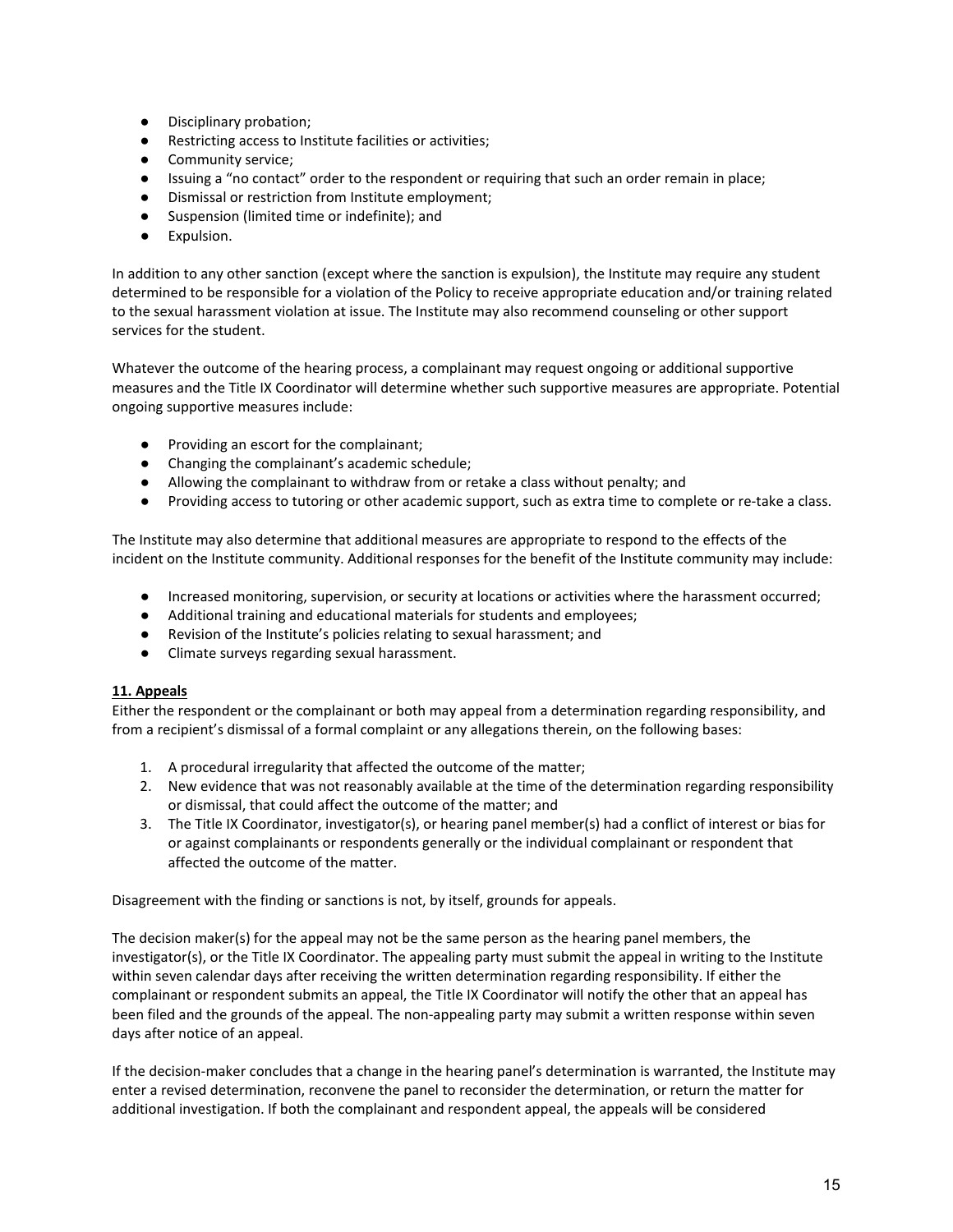- Disciplinary probation;
- Restricting access to Institute facilities or activities;
- Community service;
- Issuing a "no contact" order to the respondent or requiring that such an order remain in place;
- Dismissal or restriction from Institute employment;
- Suspension (limited time or indefinite); and
- Expulsion.

In addition to any other sanction (except where the sanction is expulsion), the Institute may require any student determined to be responsible for a violation of the Policy to receive appropriate education and/or training related to the sexual harassment violation at issue. The Institute may also recommend counseling or other support services for the student.

Whatever the outcome of the hearing process, a complainant may request ongoing or additional supportive measures and the Title IX Coordinator will determine whether such supportive measures are appropriate. Potential ongoing supportive measures include:

- Providing an escort for the complainant;
- Changing the complainant's academic schedule;
- Allowing the complainant to withdraw from or retake a class without penalty; and
- Providing access to tutoring or other academic support, such as extra time to complete or re-take a class.

The Institute may also determine that additional measures are appropriate to respond to the effects of the incident on the Institute community. Additional responses for the benefit of the Institute community may include:

- Increased monitoring, supervision, or security at locations or activities where the harassment occurred;
- Additional training and educational materials for students and employees;
- Revision of the Institute's policies relating to sexual harassment; and
- Climate surveys regarding sexual harassment.

**11. Appeals**

Either the respondent or the complainant or both may appeal from a determination regarding responsibility, and from a recipient's dismissal of a formal complaint or any allegations therein, on the following bases:

1. A procedural irregularity that affected the outcome of the matter;
2. New evidence that was not reasonably available at the time of the determination regarding responsibility or dismissal, that could affect the outcome of the matter; and
3. The Title IX Coordinator, investigator(s), or hearing panel member(s) had a conflict of interest or bias for or against complainants or respondents generally or the individual complainant or respondent that affected the outcome of the matter.

Disagreement with the finding or sanctions is not, by itself, grounds for appeals.

The decision maker(s) for the appeal may not be the same person as the hearing panel members, the investigator(s), or the Title IX Coordinator. The appealing party must submit the appeal in writing to the Institute within seven calendar days after receiving the written determination regarding responsibility. If either the complainant or respondent submits an appeal, the Title IX Coordinator will notify the other that an appeal has been filed and the grounds of the appeal. The non-appealing party may submit a written response within seven days after notice of an appeal.

If the decision-maker concludes that a change in the hearing panel's determination is warranted, the Institute may enter a revised determination, reconvene the panel to reconsider the determination, or return the matter for additional investigation. If both the complainant and respondent appeal, the appeals will be considered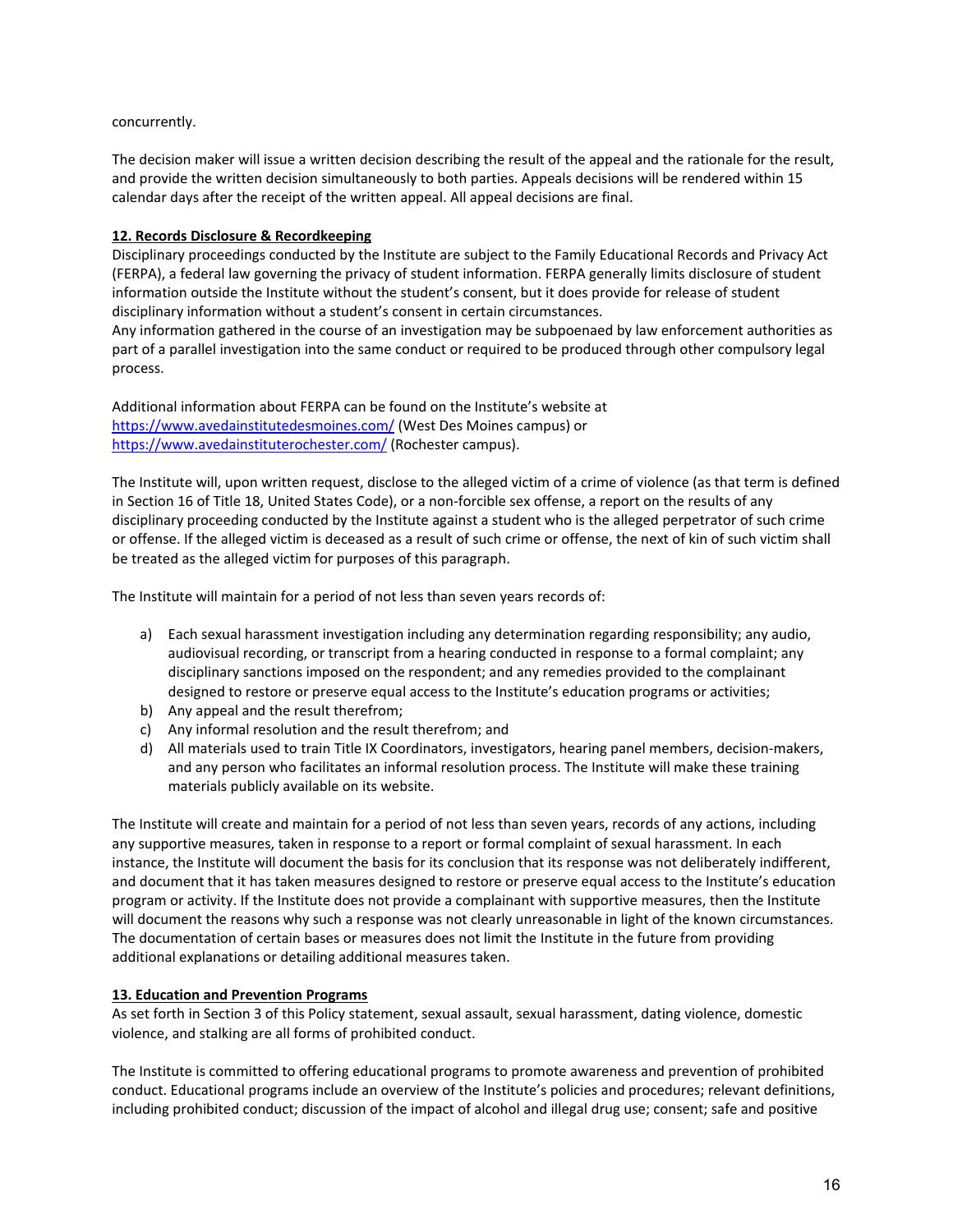concurrently.

The decision maker will issue a written decision describing the result of the appeal and the rationale for the result, and provide the written decision simultaneously to both parties. Appeals decisions will be rendered within 15 calendar days after the receipt of the written appeal. All appeal decisions are final.

## 12. Records Disclosure & Recordkeeping

Disciplinary proceedings conducted by the Institute are subject to the Family Educational Records and Privacy Act (FERPA), a federal law governing the privacy of student information. FERPA generally limits disclosure of student information outside the Institute without the student's consent, but it does provide for release of student disciplinary information without a student's consent in certain circumstances.
Any information gathered in the course of an investigation may be subpoenaed by law enforcement authorities as part of a parallel investigation into the same conduct or required to be produced through other compulsory legal process.

Additional information about FERPA can be found on the Institute's website at https://www.avedainstitutedesmoines.com/ (West Des Moines campus) or https://www.avedainstituterochester.com/ (Rochester campus).

The Institute will, upon written request, disclose to the alleged victim of a crime of violence (as that term is defined in Section 16 of Title 18, United States Code), or a non-forcible sex offense, a report on the results of any disciplinary proceeding conducted by the Institute against a student who is the alleged perpetrator of such crime or offense. If the alleged victim is deceased as a result of such crime or offense, the next of kin of such victim shall be treated as the alleged victim for purposes of this paragraph.

The Institute will maintain for a period of not less than seven years records of:

a) Each sexual harassment investigation including any determination regarding responsibility; any audio, audiovisual recording, or transcript from a hearing conducted in response to a formal complaint; any disciplinary sanctions imposed on the respondent; and any remedies provided to the complainant designed to restore or preserve equal access to the Institute's education programs or activities;
b) Any appeal and the result therefrom;
c) Any informal resolution and the result therefrom; and
d) All materials used to train Title IX Coordinators, investigators, hearing panel members, decision-makers, and any person who facilitates an informal resolution process. The Institute will make these training materials publicly available on its website.

The Institute will create and maintain for a period of not less than seven years, records of any actions, including any supportive measures, taken in response to a report or formal complaint of sexual harassment. In each instance, the Institute will document the basis for its conclusion that its response was not deliberately indifferent, and document that it has taken measures designed to restore or preserve equal access to the Institute's education program or activity. If the Institute does not provide a complainant with supportive measures, then the Institute will document the reasons why such a response was not clearly unreasonable in light of the known circumstances. The documentation of certain bases or measures does not limit the Institute in the future from providing additional explanations or detailing additional measures taken.

## 13. Education and Prevention Programs

As set forth in Section 3 of this Policy statement, sexual assault, sexual harassment, dating violence, domestic violence, and stalking are all forms of prohibited conduct.

The Institute is committed to offering educational programs to promote awareness and prevention of prohibited conduct. Educational programs include an overview of the Institute's policies and procedures; relevant definitions, including prohibited conduct; discussion of the impact of alcohol and illegal drug use; consent; safe and positive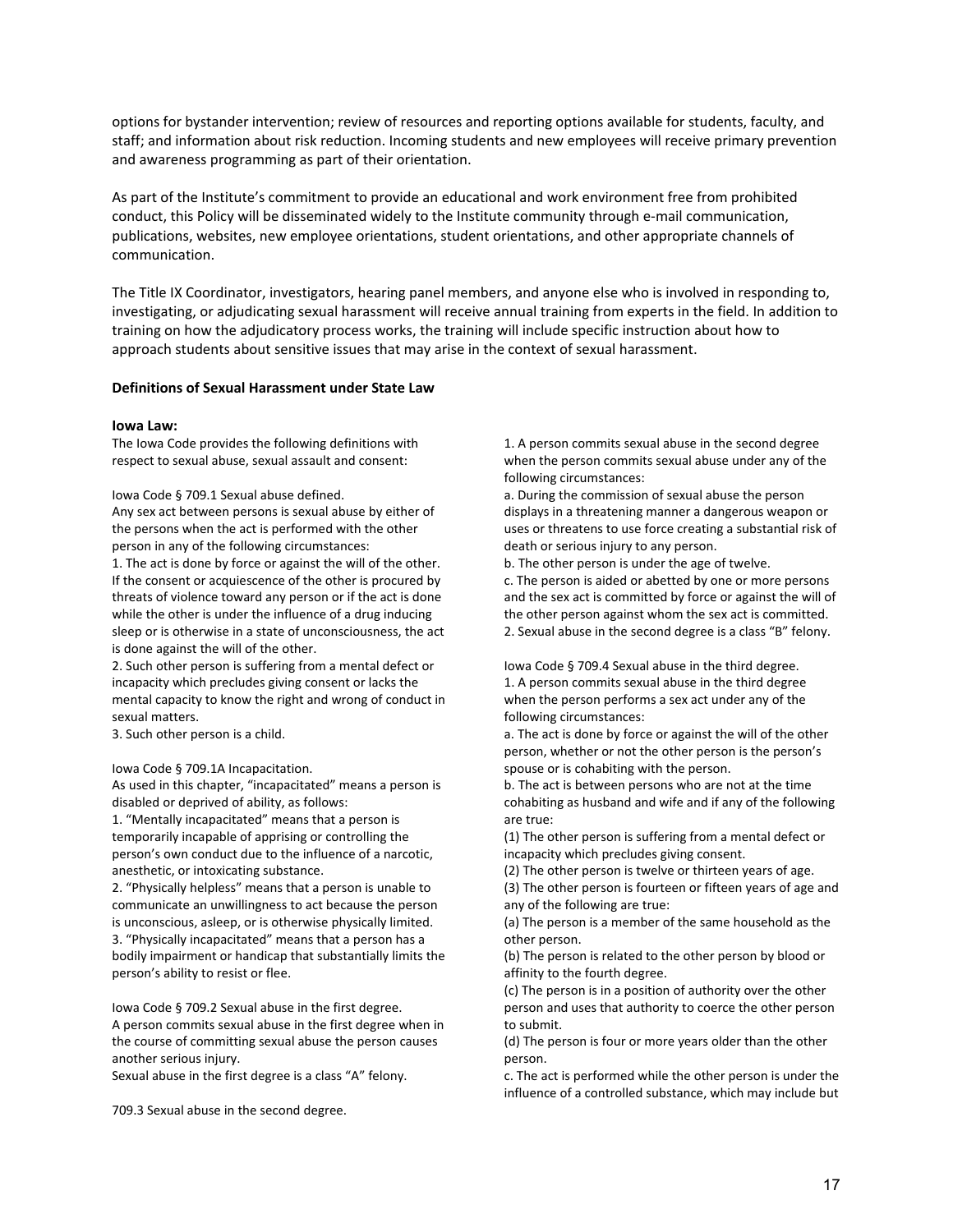options for bystander intervention; review of resources and reporting options available for students, faculty, and staff; and information about risk reduction. Incoming students and new employees will receive primary prevention and awareness programming as part of their orientation.

As part of the Institute's commitment to provide an educational and work environment free from prohibited conduct, this Policy will be disseminated widely to the Institute community through e-mail communication, publications, websites, new employee orientations, student orientations, and other appropriate channels of communication.

The Title IX Coordinator, investigators, hearing panel members, and anyone else who is involved in responding to, investigating, or adjudicating sexual harassment will receive annual training from experts in the field. In addition to training on how the adjudicatory process works, the training will include specific instruction about how to approach students about sensitive issues that may arise in the context of sexual harassment.

**Definitions of Sexual Harassment under State Law**

**Iowa Law:**

The Iowa Code provides the following definitions with respect to sexual abuse, sexual assault and consent:

Iowa Code § 709.1 Sexual abuse defined.
Any sex act between persons is sexual abuse by either of the persons when the act is performed with the other person in any of the following circumstances:
1. The act is done by force or against the will of the other. If the consent or acquiescence of the other is procured by threats of violence toward any person or if the act is done while the other is under the influence of a drug inducing sleep or is otherwise in a state of unconsciousness, the act is done against the will of the other.
2. Such other person is suffering from a mental defect or incapacity which precludes giving consent or lacks the mental capacity to know the right and wrong of conduct in sexual matters.
3. Such other person is a child.

Iowa Code § 709.1A Incapacitation.
As used in this chapter, "incapacitated" means a person is disabled or deprived of ability, as follows:
1. "Mentally incapacitated" means that a person is temporarily incapable of apprising or controlling the person's own conduct due to the influence of a narcotic, anesthetic, or intoxicating substance.
2. "Physically helpless" means that a person is unable to communicate an unwillingness to act because the person is unconscious, asleep, or is otherwise physically limited.
3. "Physically incapacitated" means that a person has a bodily impairment or handicap that substantially limits the person's ability to resist or flee.

Iowa Code § 709.2 Sexual abuse in the first degree.
A person commits sexual abuse in the first degree when in the course of committing sexual abuse the person causes another serious injury.
Sexual abuse in the first degree is a class "A" felony.

709.3 Sexual abuse in the second degree.
1. A person commits sexual abuse in the second degree when the person commits sexual abuse under any of the following circumstances:
a. During the commission of sexual abuse the person displays in a threatening manner a dangerous weapon or uses or threatens to use force creating a substantial risk of death or serious injury to any person.
b. The other person is under the age of twelve.
c. The person is aided or abetted by one or more persons and the sex act is committed by force or against the will of the other person against whom the sex act is committed.
2. Sexual abuse in the second degree is a class "B" felony.

Iowa Code § 709.4 Sexual abuse in the third degree.
1. A person commits sexual abuse in the third degree when the person performs a sex act under any of the following circumstances:
a. The act is done by force or against the will of the other person, whether or not the other person is the person's spouse or is cohabiting with the person.
b. The act is between persons who are not at the time cohabiting as husband and wife and if any of the following are true:
(1) The other person is suffering from a mental defect or incapacity which precludes giving consent.
(2) The other person is twelve or thirteen years of age.
(3) The other person is fourteen or fifteen years of age and any of the following are true:
(a) The person is a member of the same household as the other person.
(b) The person is related to the other person by blood or affinity to the fourth degree.
(c) The person is in a position of authority over the other person and uses that authority to coerce the other person to submit.
(d) The person is four or more years older than the other person.
c. The act is performed while the other person is under the influence of a controlled substance, which may include but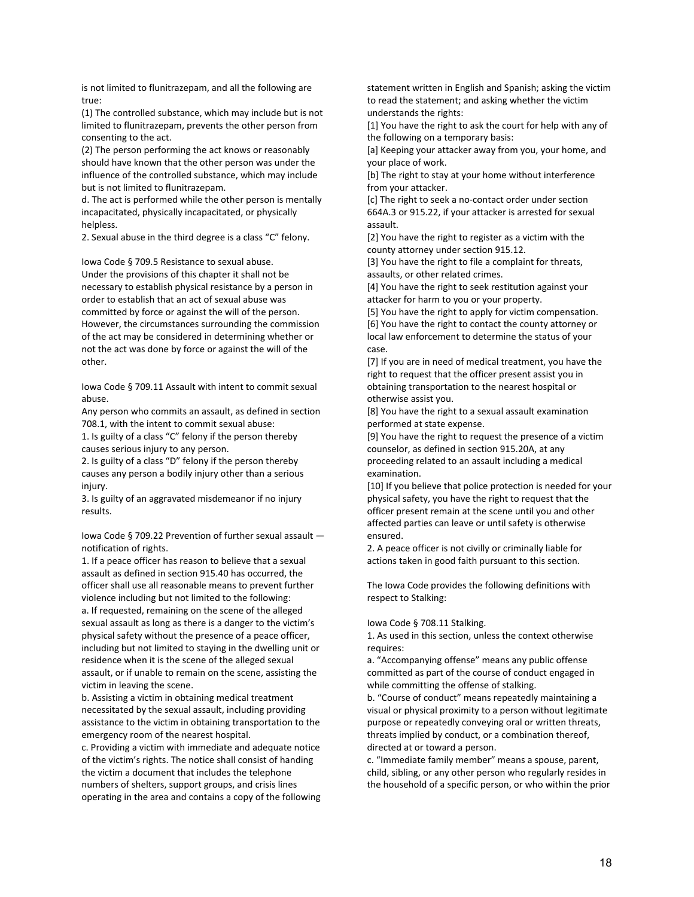is not limited to flunitrazepam, and all the following are true:

(1) The controlled substance, which may include but is not limited to flunitrazepam, prevents the other person from consenting to the act.

(2) The person performing the act knows or reasonably should have known that the other person was under the influence of the controlled substance, which may include but is not limited to flunitrazepam.

d. The act is performed while the other person is mentally incapacitated, physically incapacitated, or physically helpless.

2. Sexual abuse in the third degree is a class "C" felony.

Iowa Code § 709.5 Resistance to sexual abuse.
Under the provisions of this chapter it shall not be necessary to establish physical resistance by a person in order to establish that an act of sexual abuse was committed by force or against the will of the person. However, the circumstances surrounding the commission of the act may be considered in determining whether or not the act was done by force or against the will of the other.

Iowa Code § 709.11 Assault with intent to commit sexual abuse.
Any person who commits an assault, as defined in section 708.1, with the intent to commit sexual abuse:

1. Is guilty of a class "C" felony if the person thereby causes serious injury to any person.
2. Is guilty of a class "D" felony if the person thereby causes any person a bodily injury other than a serious injury.
3. Is guilty of an aggravated misdemeanor if no injury results.

Iowa Code § 709.22 Prevention of further sexual assault — notification of rights.

1. If a peace officer has reason to believe that a sexual assault as defined in section 915.40 has occurred, the officer shall use all reasonable means to prevent further violence including but not limited to the following:

a. If requested, remaining on the scene of the alleged sexual assault as long as there is a danger to the victim's physical safety without the presence of a peace officer, including but not limited to staying in the dwelling unit or residence when it is the scene of the alleged sexual assault, or if unable to remain on the scene, assisting the victim in leaving the scene.

b. Assisting a victim in obtaining medical treatment necessitated by the sexual assault, including providing assistance to the victim in obtaining transportation to the emergency room of the nearest hospital.

c. Providing a victim with immediate and adequate notice of the victim's rights. The notice shall consist of handing the victim a document that includes the telephone numbers of shelters, support groups, and crisis lines operating in the area and contains a copy of the following statement written in English and Spanish; asking the victim to read the statement; and asking whether the victim understands the rights:

[1] You have the right to ask the court for help with any of the following on a temporary basis:

[a] Keeping your attacker away from you, your home, and your place of work.

[b] The right to stay at your home without interference from your attacker.

[c] The right to seek a no-contact order under section 664A.3 or 915.22, if your attacker is arrested for sexual assault.

[2] You have the right to register as a victim with the county attorney under section 915.12.

[3] You have the right to file a complaint for threats, assaults, or other related crimes.

[4] You have the right to seek restitution against your attacker for harm to you or your property.

[5] You have the right to apply for victim compensation.

[6] You have the right to contact the county attorney or local law enforcement to determine the status of your case.

[7] If you are in need of medical treatment, you have the right to request that the officer present assist you in obtaining transportation to the nearest hospital or otherwise assist you.

[8] You have the right to a sexual assault examination performed at state expense.

[9] You have the right to request the presence of a victim counselor, as defined in section 915.20A, at any proceeding related to an assault including a medical examination.

[10] If you believe that police protection is needed for your physical safety, you have the right to request that the officer present remain at the scene until you and other affected parties can leave or until safety is otherwise ensured.

2. A peace officer is not civilly or criminally liable for actions taken in good faith pursuant to this section.

The Iowa Code provides the following definitions with respect to Stalking:

Iowa Code § 708.11 Stalking.

1. As used in this section, unless the context otherwise requires:

a. "Accompanying offense" means any public offense committed as part of the course of conduct engaged in while committing the offense of stalking.

b. "Course of conduct" means repeatedly maintaining a visual or physical proximity to a person without legitimate purpose or repeatedly conveying oral or written threats, threats implied by conduct, or a combination thereof, directed at or toward a person.

c. "Immediate family member" means a spouse, parent, child, sibling, or any other person who regularly resides in the household of a specific person, or who within the prior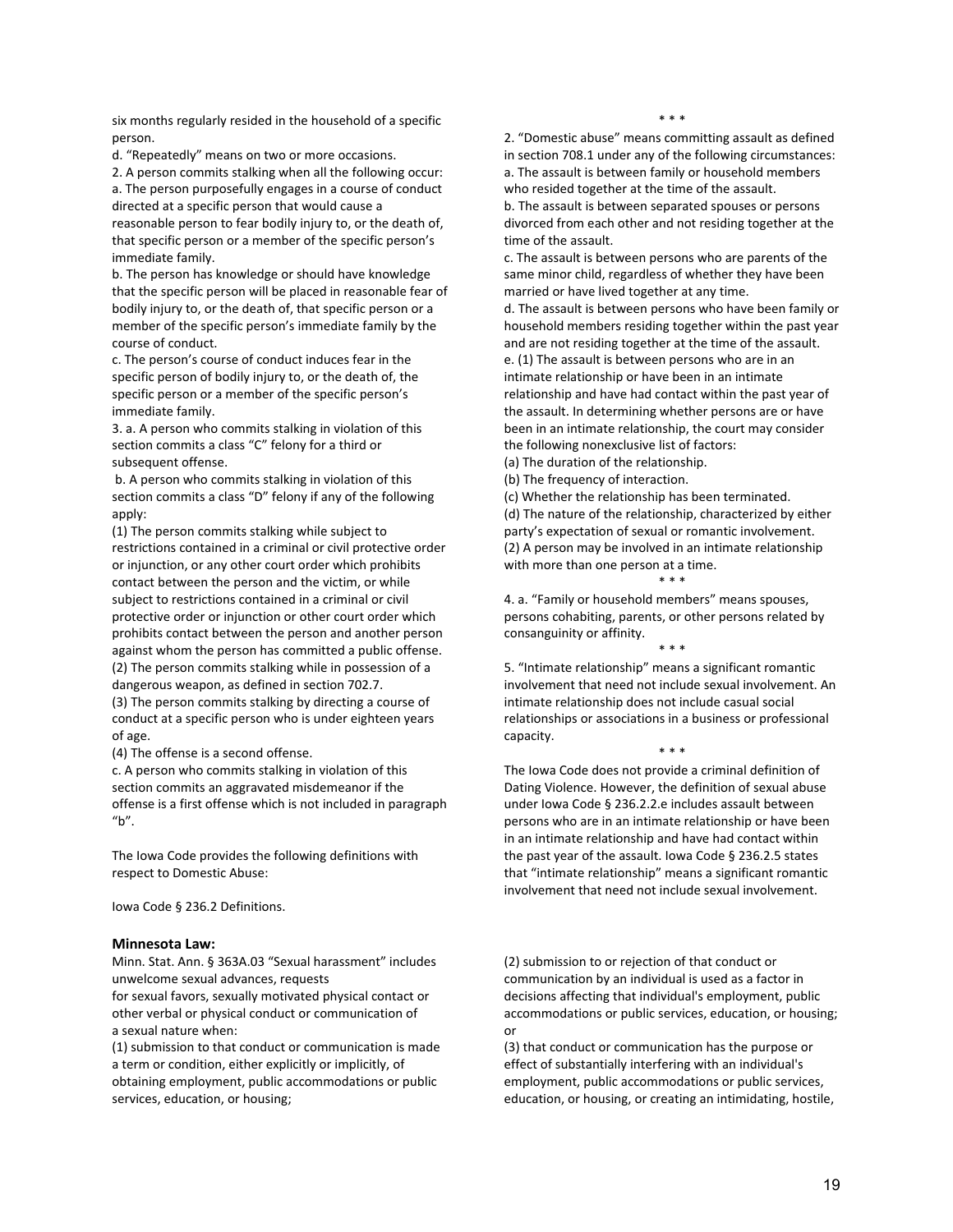six months regularly resided in the household of a specific person.

d. "Repeatedly" means on two or more occasions.

2. A person commits stalking when all the following occur:

a. The person purposefully engages in a course of conduct directed at a specific person that would cause a reasonable person to fear bodily injury to, or the death of, that specific person or a member of the specific person's immediate family.

b. The person has knowledge or should have knowledge that the specific person will be placed in reasonable fear of bodily injury to, or the death of, that specific person or a member of the specific person's immediate family by the course of conduct.

c. The person's course of conduct induces fear in the specific person of bodily injury to, or the death of, the specific person or a member of the specific person's immediate family.

3. a. A person who commits stalking in violation of this section commits a class "C" felony for a third or subsequent offense.

b. A person who commits stalking in violation of this section commits a class "D" felony if any of the following apply:

(1) The person commits stalking while subject to restrictions contained in a criminal or civil protective order or injunction, or any other court order which prohibits contact between the person and the victim, or while subject to restrictions contained in a criminal or civil protective order or injunction or other court order which prohibits contact between the person and another person against whom the person has committed a public offense.

(2) The person commits stalking while in possession of a dangerous weapon, as defined in section 702.7.

(3) The person commits stalking by directing a course of conduct at a specific person who is under eighteen years of age.

(4) The offense is a second offense.

c. A person who commits stalking in violation of this section commits an aggravated misdemeanor if the offense is a first offense which is not included in paragraph "b".

The Iowa Code provides the following definitions with respect to Domestic Abuse:

Iowa Code § 236.2 Definitions.

* * *

2. "Domestic abuse" means committing assault as defined in section 708.1 under any of the following circumstances:

a. The assault is between family or household members who resided together at the time of the assault.

b. The assault is between separated spouses or persons divorced from each other and not residing together at the time of the assault.

c. The assault is between persons who are parents of the same minor child, regardless of whether they have been married or have lived together at any time.

d. The assault is between persons who have been family or household members residing together within the past year and are not residing together at the time of the assault.

e. (1) The assault is between persons who are in an intimate relationship or have been in an intimate relationship and have had contact within the past year of the assault. In determining whether persons are or have been in an intimate relationship, the court may consider the following nonexclusive list of factors:

(a) The duration of the relationship.

(b) The frequency of interaction.

(c) Whether the relationship has been terminated.

(d) The nature of the relationship, characterized by either party's expectation of sexual or romantic involvement.

(2) A person may be involved in an intimate relationship with more than one person at a time.

* * *

4. a. "Family or household members" means spouses, persons cohabiting, parents, or other persons related by consanguinity or affinity.

* * *

5. "Intimate relationship" means a significant romantic involvement that need not include sexual involvement. An intimate relationship does not include casual social relationships or associations in a business or professional capacity.

* * *

The Iowa Code does not provide a criminal definition of Dating Violence. However, the definition of sexual abuse under Iowa Code § 236.2.2.e includes assault between persons who are in an intimate relationship or have been in an intimate relationship and have had contact within the past year of the assault. Iowa Code § 236.2.5 states that "intimate relationship" means a significant romantic involvement that need not include sexual involvement.

### Minnesota Law:

Minn. Stat. Ann. § 363A.03 "Sexual harassment" includes unwelcome sexual advances, requests for sexual favors, sexually motivated physical contact or other verbal or physical conduct or communication of a sexual nature when:

(1) submission to that conduct or communication is made a term or condition, either explicitly or implicitly, of obtaining employment, public accommodations or public services, education, or housing;

(2) submission to or rejection of that conduct or communication by an individual is used as a factor in decisions affecting that individual's employment, public accommodations or public services, education, or housing; or

(3) that conduct or communication has the purpose or effect of substantially interfering with an individual's employment, public accommodations or public services, education, or housing, or creating an intimidating, hostile,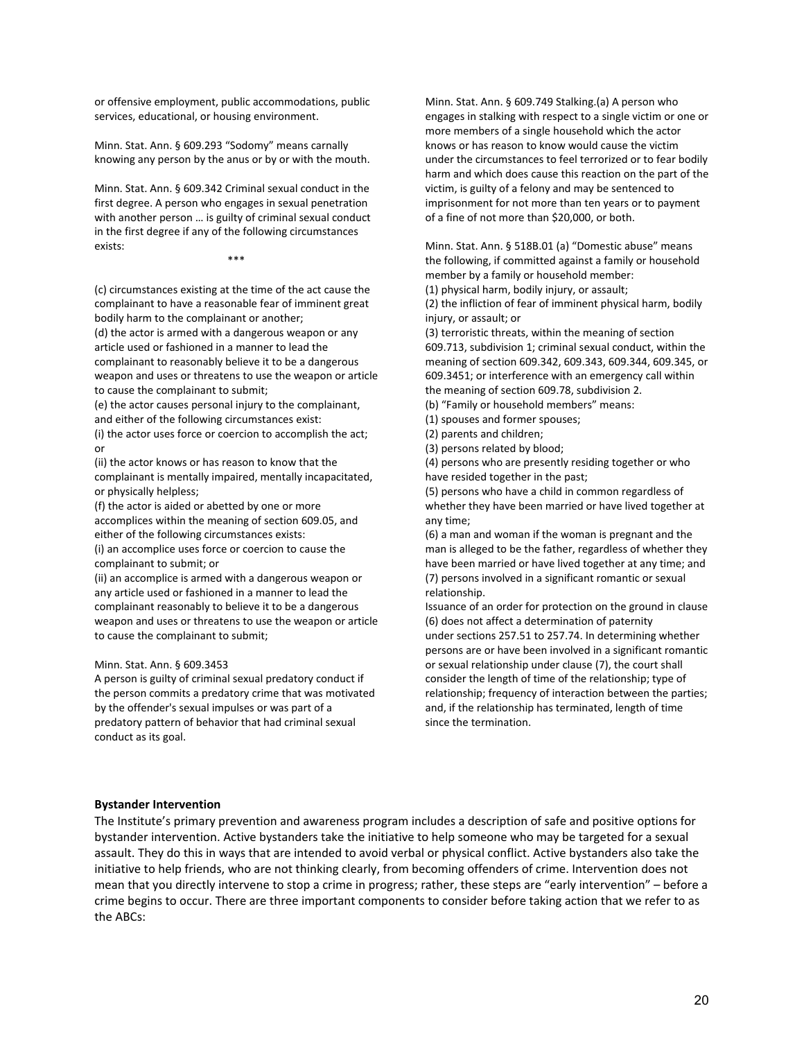or offensive employment, public accommodations, public services, educational, or housing environment.

Minn. Stat. Ann. § 609.293 "Sodomy" means carnally knowing any person by the anus or by or with the mouth.

Minn. Stat. Ann. § 609.342 Criminal sexual conduct in the first degree. A person who engages in sexual penetration with another person … is guilty of criminal sexual conduct in the first degree if any of the following circumstances exists:

***

(c) circumstances existing at the time of the act cause the complainant to have a reasonable fear of imminent great bodily harm to the complainant or another;
(d) the actor is armed with a dangerous weapon or any article used or fashioned in a manner to lead the complainant to reasonably believe it to be a dangerous weapon and uses or threatens to use the weapon or article to cause the complainant to submit;
(e) the actor causes personal injury to the complainant, and either of the following circumstances exist:
(i) the actor uses force or coercion to accomplish the act; or
(ii) the actor knows or has reason to know that the complainant is mentally impaired, mentally incapacitated, or physically helpless;
(f) the actor is aided or abetted by one or more accomplices within the meaning of section 609.05, and either of the following circumstances exists:
(i) an accomplice uses force or coercion to cause the complainant to submit; or
(ii) an accomplice is armed with a dangerous weapon or any article used or fashioned in a manner to lead the complainant reasonably to believe it to be a dangerous weapon and uses or threatens to use the weapon or article to cause the complainant to submit;

Minn. Stat. Ann. § 609.3453
A person is guilty of criminal sexual predatory conduct if the person commits a predatory crime that was motivated by the offender's sexual impulses or was part of a predatory pattern of behavior that had criminal sexual conduct as its goal.

Minn. Stat. Ann. § 609.749 Stalking.(a) A person who engages in stalking with respect to a single victim or one or more members of a single household which the actor knows or has reason to know would cause the victim under the circumstances to feel terrorized or to fear bodily harm and which does cause this reaction on the part of the victim, is guilty of a felony and may be sentenced to imprisonment for not more than ten years or to payment of a fine of not more than $20,000, or both.

Minn. Stat. Ann. § 518B.01 (a) "Domestic abuse" means the following, if committed against a family or household member by a family or household member:
(1) physical harm, bodily injury, or assault;
(2) the infliction of fear of imminent physical harm, bodily injury, or assault; or
(3) terroristic threats, within the meaning of section 609.713, subdivision 1; criminal sexual conduct, within the meaning of section 609.342, 609.343, 609.344, 609.345, or 609.3451; or interference with an emergency call within the meaning of section 609.78, subdivision 2.
(b) "Family or household members" means:
(1) spouses and former spouses;
(2) parents and children;
(3) persons related by blood;
(4) persons who are presently residing together or who have resided together in the past;
(5) persons who have a child in common regardless of whether they have been married or have lived together at any time;
(6) a man and woman if the woman is pregnant and the man is alleged to be the father, regardless of whether they have been married or have lived together at any time; and
(7) persons involved in a significant romantic or sexual relationship.
Issuance of an order for protection on the ground in clause (6) does not affect a determination of paternity under sections 257.51 to 257.74. In determining whether persons are or have been involved in a significant romantic or sexual relationship under clause (7), the court shall consider the length of time of the relationship; type of relationship; frequency of interaction between the parties; and, if the relationship has terminated, length of time since the termination.

**Bystander Intervention**

The Institute's primary prevention and awareness program includes a description of safe and positive options for bystander intervention. Active bystanders take the initiative to help someone who may be targeted for a sexual assault. They do this in ways that are intended to avoid verbal or physical conflict. Active bystanders also take the initiative to help friends, who are not thinking clearly, from becoming offenders of crime. Intervention does not mean that you directly intervene to stop a crime in progress; rather, these steps are "early intervention" – before a crime begins to occur. There are three important components to consider before taking action that we refer to as the ABCs: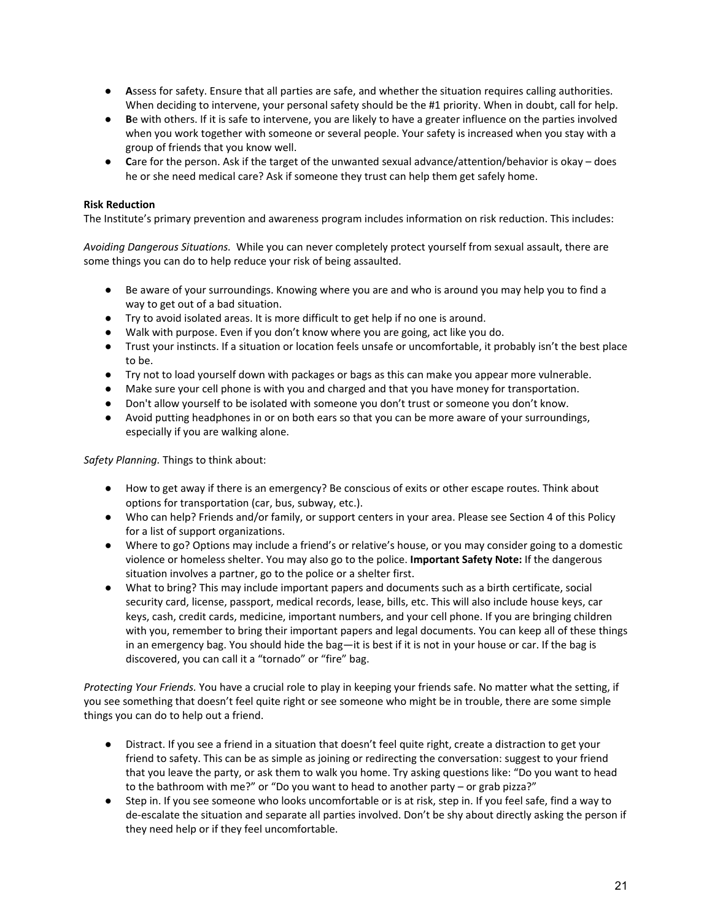- **A**ssess for safety. Ensure that all parties are safe, and whether the situation requires calling authorities. When deciding to intervene, your personal safety should be the #1 priority. When in doubt, call for help.
- **B**e with others. If it is safe to intervene, you are likely to have a greater influence on the parties involved when you work together with someone or several people. Your safety is increased when you stay with a group of friends that you know well.
- **C**are for the person. Ask if the target of the unwanted sexual advance/attention/behavior is okay – does he or she need medical care? Ask if someone they trust can help them get safely home.

**Risk Reduction**

The Institute's primary prevention and awareness program includes information on risk reduction. This includes:

*Avoiding Dangerous Situations.* While you can never completely protect yourself from sexual assault, there are some things you can do to help reduce your risk of being assaulted.

- Be aware of your surroundings. Knowing where you are and who is around you may help you to find a way to get out of a bad situation.
- Try to avoid isolated areas. It is more difficult to get help if no one is around.
- Walk with purpose. Even if you don't know where you are going, act like you do.
- Trust your instincts. If a situation or location feels unsafe or uncomfortable, it probably isn't the best place to be.
- Try not to load yourself down with packages or bags as this can make you appear more vulnerable.
- Make sure your cell phone is with you and charged and that you have money for transportation.
- Don't allow yourself to be isolated with someone you don't trust or someone you don't know.
- Avoid putting headphones in or on both ears so that you can be more aware of your surroundings, especially if you are walking alone.

*Safety Planning.* Things to think about:

- How to get away if there is an emergency? Be conscious of exits or other escape routes. Think about options for transportation (car, bus, subway, etc.).
- Who can help? Friends and/or family, or support centers in your area. Please see Section 4 of this Policy for a list of support organizations.
- Where to go? Options may include a friend's or relative's house, or you may consider going to a domestic violence or homeless shelter. You may also go to the police. **Important Safety Note:** If the dangerous situation involves a partner, go to the police or a shelter first.
- What to bring? This may include important papers and documents such as a birth certificate, social security card, license, passport, medical records, lease, bills, etc. This will also include house keys, car keys, cash, credit cards, medicine, important numbers, and your cell phone. If you are bringing children with you, remember to bring their important papers and legal documents. You can keep all of these things in an emergency bag. You should hide the bag—it is best if it is not in your house or car. If the bag is discovered, you can call it a "tornado" or "fire" bag.

*Protecting Your Friends.* You have a crucial role to play in keeping your friends safe. No matter what the setting, if you see something that doesn't feel quite right or see someone who might be in trouble, there are some simple things you can do to help out a friend.

- Distract. If you see a friend in a situation that doesn't feel quite right, create a distraction to get your friend to safety. This can be as simple as joining or redirecting the conversation: suggest to your friend that you leave the party, or ask them to walk you home. Try asking questions like: "Do you want to head to the bathroom with me?" or "Do you want to head to another party – or grab pizza?"
- Step in. If you see someone who looks uncomfortable or is at risk, step in. If you feel safe, find a way to de-escalate the situation and separate all parties involved. Don't be shy about directly asking the person if they need help or if they feel uncomfortable.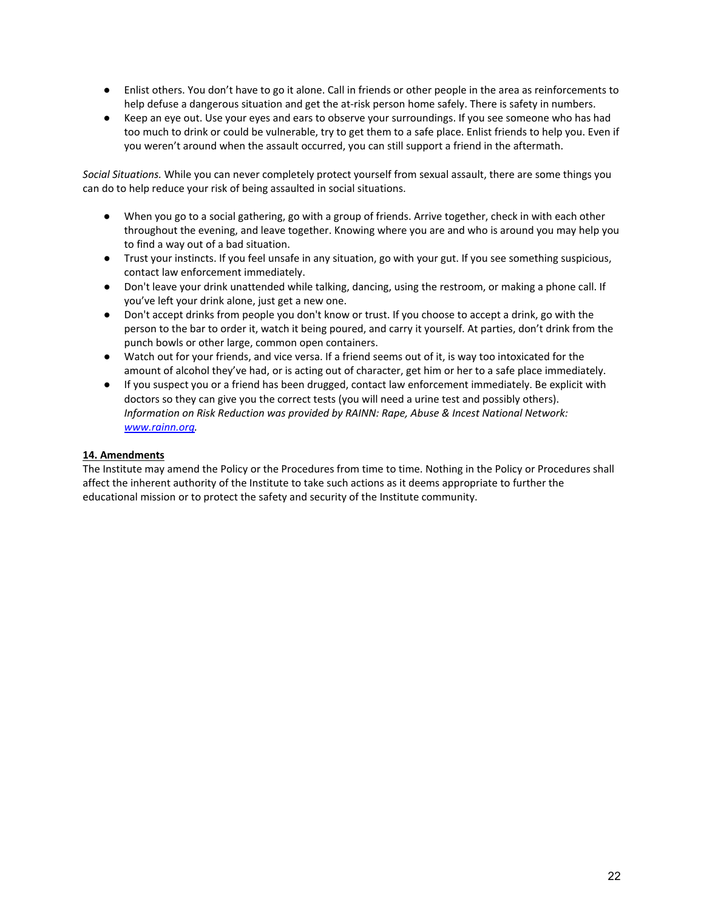- Enlist others. You don't have to go it alone. Call in friends or other people in the area as reinforcements to help defuse a dangerous situation and get the at-risk person home safely. There is safety in numbers.
- Keep an eye out. Use your eyes and ears to observe your surroundings. If you see someone who has had too much to drink or could be vulnerable, try to get them to a safe place. Enlist friends to help you. Even if you weren't around when the assault occurred, you can still support a friend in the aftermath.

*Social Situations.* While you can never completely protect yourself from sexual assault, there are some things you can do to help reduce your risk of being assaulted in social situations.

- When you go to a social gathering, go with a group of friends. Arrive together, check in with each other throughout the evening, and leave together. Knowing where you are and who is around you may help you to find a way out of a bad situation.
- Trust your instincts. If you feel unsafe in any situation, go with your gut. If you see something suspicious, contact law enforcement immediately.
- Don't leave your drink unattended while talking, dancing, using the restroom, or making a phone call. If you've left your drink alone, just get a new one.
- Don't accept drinks from people you don't know or trust. If you choose to accept a drink, go with the person to the bar to order it, watch it being poured, and carry it yourself. At parties, don't drink from the punch bowls or other large, common open containers.
- Watch out for your friends, and vice versa. If a friend seems out of it, is way too intoxicated for the amount of alcohol they've had, or is acting out of character, get him or her to a safe place immediately.
- If you suspect you or a friend has been drugged, contact law enforcement immediately. Be explicit with doctors so they can give you the correct tests (you will need a urine test and possibly others). *Information on Risk Reduction was provided by RAINN: Rape, Abuse & Incest National Network: [www.rainn.org](www.rainn.org).*

**14. Amendments**

The Institute may amend the Policy or the Procedures from time to time. Nothing in the Policy or Procedures shall affect the inherent authority of the Institute to take such actions as it deems appropriate to further the educational mission or to protect the safety and security of the Institute community.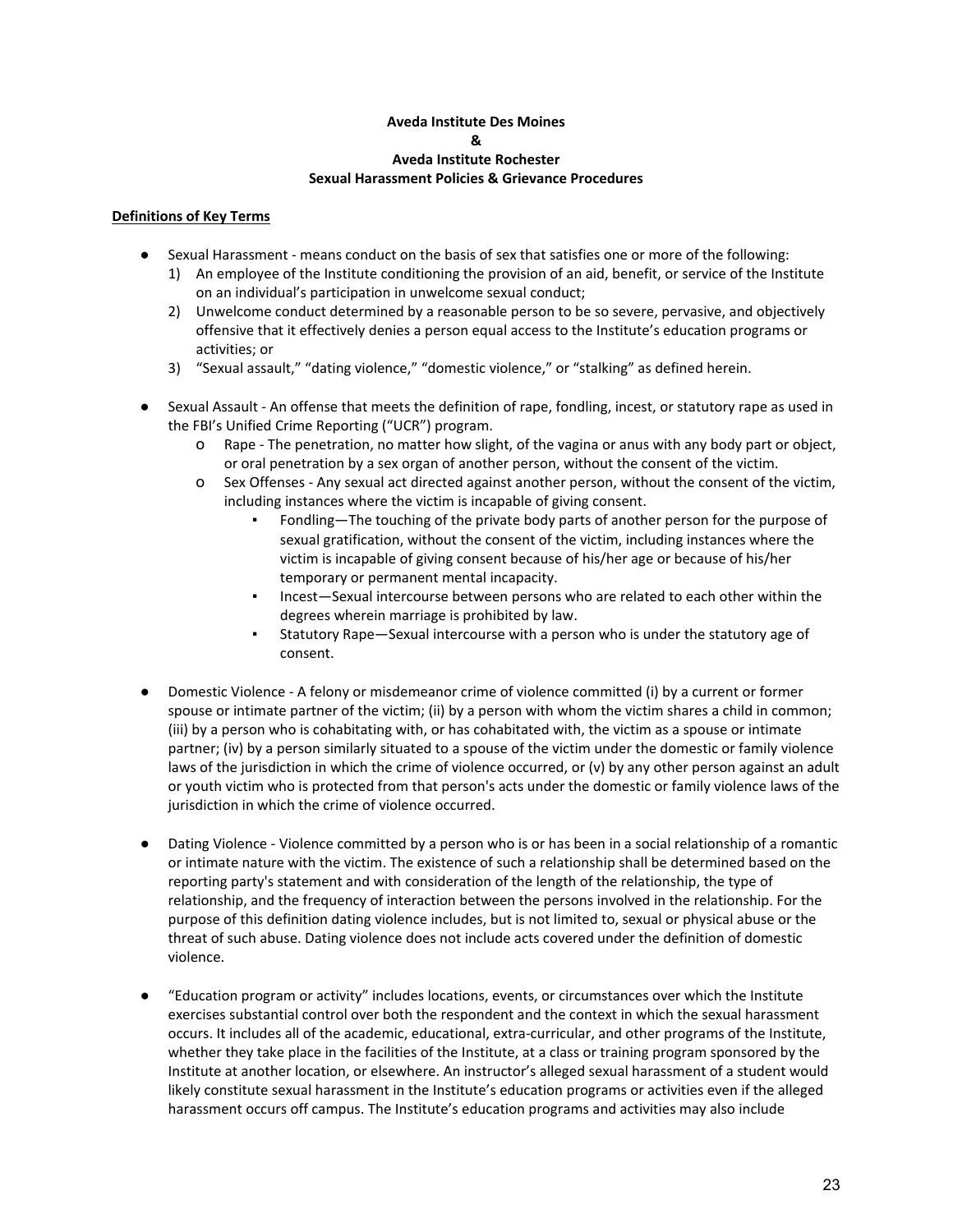**Aveda Institute Des Moines**
**&**
**Aveda Institute Rochester**
**Sexual Harassment Policies & Grievance Procedures**

**Definitions of Key Terms**

- Sexual Harassment - means conduct on the basis of sex that satisfies one or more of the following:
  1) An employee of the Institute conditioning the provision of an aid, benefit, or service of the Institute on an individual's participation in unwelcome sexual conduct;
  2) Unwelcome conduct determined by a reasonable person to be so severe, pervasive, and objectively offensive that it effectively denies a person equal access to the Institute's education programs or activities; or
  3) "Sexual assault," "dating violence," "domestic violence," or "stalking" as defined herein.

- Sexual Assault - An offense that meets the definition of rape, fondling, incest, or statutory rape as used in the FBI's Unified Crime Reporting ("UCR") program.
  - Rape - The penetration, no matter how slight, of the vagina or anus with any body part or object, or oral penetration by a sex organ of another person, without the consent of the victim.
  - Sex Offenses - Any sexual act directed against another person, without the consent of the victim, including instances where the victim is incapable of giving consent.
    - Fondling—The touching of the private body parts of another person for the purpose of sexual gratification, without the consent of the victim, including instances where the victim is incapable of giving consent because of his/her age or because of his/her temporary or permanent mental incapacity.
    - Incest—Sexual intercourse between persons who are related to each other within the degrees wherein marriage is prohibited by law.
    - Statutory Rape—Sexual intercourse with a person who is under the statutory age of consent.

- Domestic Violence - A felony or misdemeanor crime of violence committed (i) by a current or former spouse or intimate partner of the victim; (ii) by a person with whom the victim shares a child in common; (iii) by a person who is cohabitating with, or has cohabitated with, the victim as a spouse or intimate partner; (iv) by a person similarly situated to a spouse of the victim under the domestic or family violence laws of the jurisdiction in which the crime of violence occurred, or (v) by any other person against an adult or youth victim who is protected from that person's acts under the domestic or family violence laws of the jurisdiction in which the crime of violence occurred.

- Dating Violence - Violence committed by a person who is or has been in a social relationship of a romantic or intimate nature with the victim. The existence of such a relationship shall be determined based on the reporting party's statement and with consideration of the length of the relationship, the type of relationship, and the frequency of interaction between the persons involved in the relationship. For the purpose of this definition dating violence includes, but is not limited to, sexual or physical abuse or the threat of such abuse. Dating violence does not include acts covered under the definition of domestic violence.

- "Education program or activity" includes locations, events, or circumstances over which the Institute exercises substantial control over both the respondent and the context in which the sexual harassment occurs. It includes all of the academic, educational, extra-curricular, and other programs of the Institute, whether they take place in the facilities of the Institute, at a class or training program sponsored by the Institute at another location, or elsewhere. An instructor's alleged sexual harassment of a student would likely constitute sexual harassment in the Institute's education programs or activities even if the alleged harassment occurs off campus. The Institute's education programs and activities may also include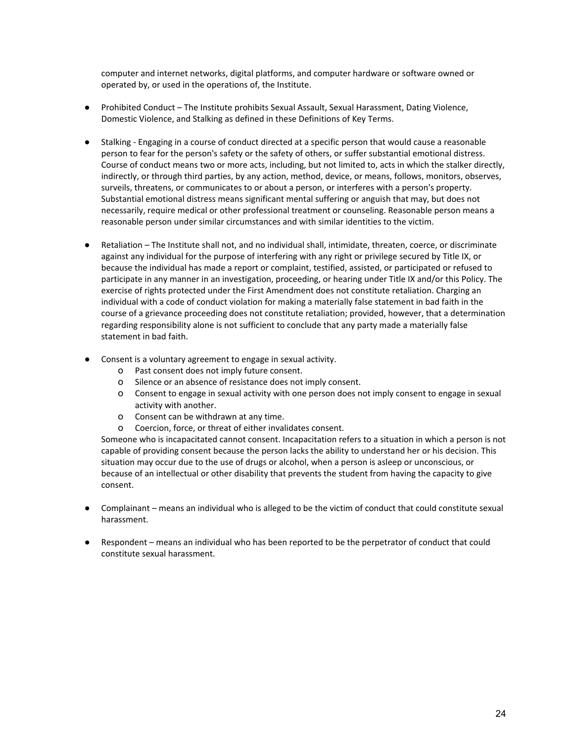computer and internet networks, digital platforms, and computer hardware or software owned or operated by, or used in the operations of, the Institute.

- Prohibited Conduct – The Institute prohibits Sexual Assault, Sexual Harassment, Dating Violence, Domestic Violence, and Stalking as defined in these Definitions of Key Terms.

- Stalking - Engaging in a course of conduct directed at a specific person that would cause a reasonable person to fear for the person's safety or the safety of others, or suffer substantial emotional distress. Course of conduct means two or more acts, including, but not limited to, acts in which the stalker directly, indirectly, or through third parties, by any action, method, device, or means, follows, monitors, observes, surveils, threatens, or communicates to or about a person, or interferes with a person's property. Substantial emotional distress means significant mental suffering or anguish that may, but does not necessarily, require medical or other professional treatment or counseling. Reasonable person means a reasonable person under similar circumstances and with similar identities to the victim.

- Retaliation – The Institute shall not, and no individual shall, intimidate, threaten, coerce, or discriminate against any individual for the purpose of interfering with any right or privilege secured by Title IX, or because the individual has made a report or complaint, testified, assisted, or participated or refused to participate in any manner in an investigation, proceeding, or hearing under Title IX and/or this Policy. The exercise of rights protected under the First Amendment does not constitute retaliation. Charging an individual with a code of conduct violation for making a materially false statement in bad faith in the course of a grievance proceeding does not constitute retaliation; provided, however, that a determination regarding responsibility alone is not sufficient to conclude that any party made a materially false statement in bad faith.

- Consent is a voluntary agreement to engage in sexual activity.
  - Past consent does not imply future consent.
  - Silence or an absence of resistance does not imply consent.
  - Consent to engage in sexual activity with one person does not imply consent to engage in sexual activity with another.
  - Consent can be withdrawn at any time.
  - Coercion, force, or threat of either invalidates consent.

  Someone who is incapacitated cannot consent. Incapacitation refers to a situation in which a person is not capable of providing consent because the person lacks the ability to understand her or his decision. This situation may occur due to the use of drugs or alcohol, when a person is asleep or unconscious, or because of an intellectual or other disability that prevents the student from having the capacity to give consent.

- Complainant – means an individual who is alleged to be the victim of conduct that could constitute sexual harassment.

- Respondent – means an individual who has been reported to be the perpetrator of conduct that could constitute sexual harassment.